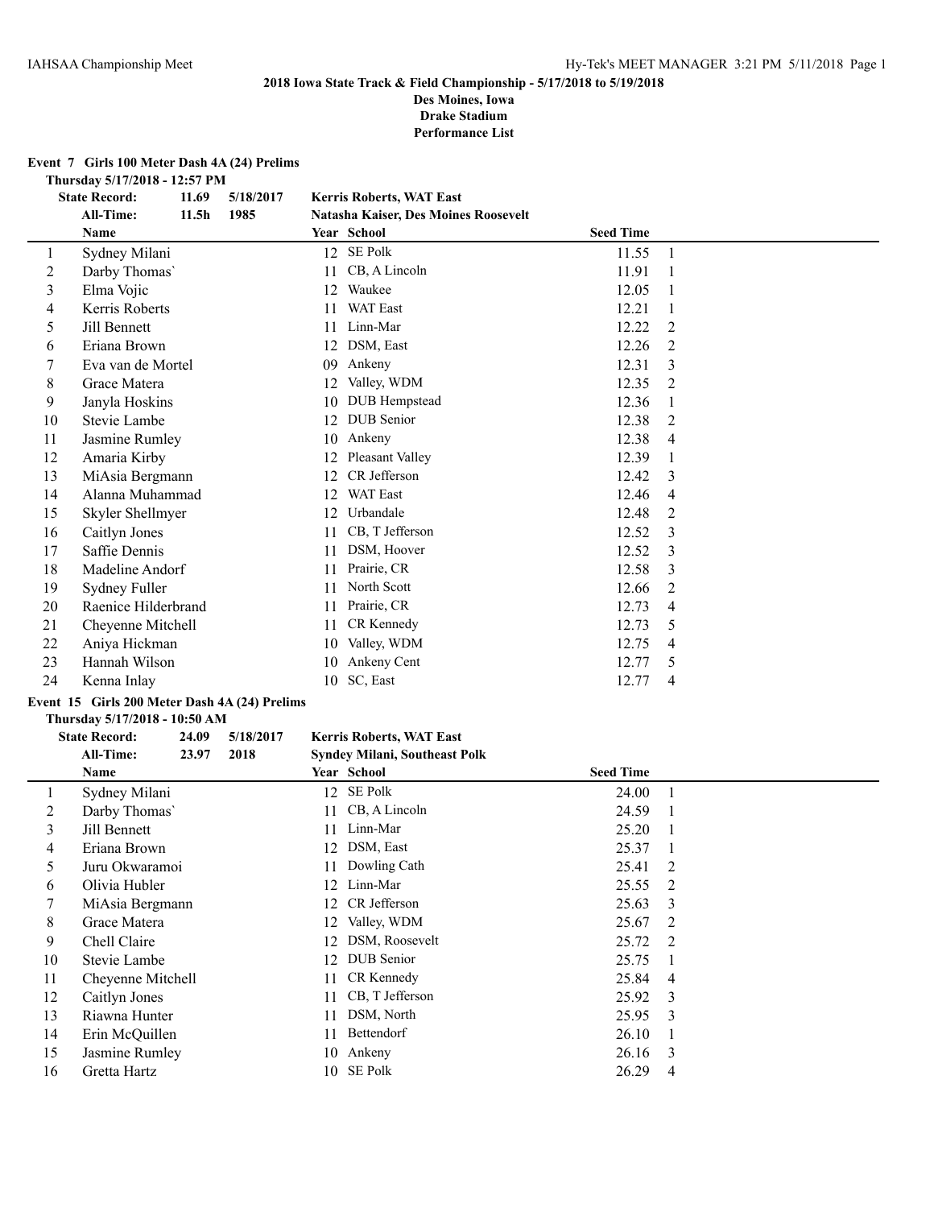**2018 Iowa State Track & Field Championship - 5/17/2018 to 5/19/2018**

**Des Moines, Iowa**

**Drake Stadium**

**Performance List**

**Event 7 Girls 100 Meter Dash 4A (24) Prelims**

**Thursday 5/17/2018 - 12:57 PM**

**State Record: 11.69 5/18/2017 Kerris Roberts, WAT East**

**All-Time: 11.5h 1985 Natasha Kaiser, Des Moines Roosevelt**

| | Name | Year | School | Seed Time | |
|---|---|---|---|---|---|
| 1 | Sydney Milani | 12 | SE Polk | 11.55 | 1 |
| 2 | Darby Thomas` | 11 | CB, A Lincoln | 11.91 | 1 |
| 3 | Elma Vojic | 12 | Waukee | 12.05 | 1 |
| 4 | Kerris Roberts | 11 | WAT East | 12.21 | 1 |
| 5 | Jill Bennett | 11 | Linn-Mar | 12.22 | 2 |
| 6 | Eriana Brown | 12 | DSM, East | 12.26 | 2 |
| 7 | Eva van de Mortel | 09 | Ankeny | 12.31 | 3 |
| 8 | Grace Matera | 12 | Valley, WDM | 12.35 | 2 |
| 9 | Janyla Hoskins | 10 | DUB Hempstead | 12.36 | 1 |
| 10 | Stevie Lambe | 12 | DUB Senior | 12.38 | 2 |
| 11 | Jasmine Rumley | 10 | Ankeny | 12.38 | 4 |
| 12 | Amaria Kirby | 12 | Pleasant Valley | 12.39 | 1 |
| 13 | MiAsia Bergmann | 12 | CR Jefferson | 12.42 | 3 |
| 14 | Alanna Muhammad | 12 | WAT East | 12.46 | 4 |
| 15 | Skyler Shellmyer | 12 | Urbandale | 12.48 | 2 |
| 16 | Caitlyn Jones | 11 | CB, T Jefferson | 12.52 | 3 |
| 17 | Saffie Dennis | 11 | DSM, Hoover | 12.52 | 3 |
| 18 | Madeline Andorf | 11 | Prairie, CR | 12.58 | 3 |
| 19 | Sydney Fuller | 11 | North Scott | 12.66 | 2 |
| 20 | Raenice Hilderbrand | 11 | Prairie, CR | 12.73 | 4 |
| 21 | Cheyenne Mitchell | 11 | CR Kennedy | 12.73 | 5 |
| 22 | Aniya Hickman | 10 | Valley, WDM | 12.75 | 4 |
| 23 | Hannah Wilson | 10 | Ankeny Cent | 12.77 | 5 |
| 24 | Kenna Inlay | 10 | SC, East | 12.77 | 4 |

**Event 15 Girls 200 Meter Dash 4A (24) Prelims**

**Thursday 5/17/2018 - 10:50 AM**

**State Record: 24.09 5/18/2017 Kerris Roberts, WAT East**

**All-Time: 23.97 2018 Syndey Milani, Southeast Polk**

| | Name | Year | School | Seed Time | |
|---|---|---|---|---|---|
| 1 | Sydney Milani | 12 | SE Polk | 24.00 | 1 |
| 2 | Darby Thomas` | 11 | CB, A Lincoln | 24.59 | 1 |
| 3 | Jill Bennett | 11 | Linn-Mar | 25.20 | 1 |
| 4 | Eriana Brown | 12 | DSM, East | 25.37 | 1 |
| 5 | Juru Okwaramoi | 11 | Dowling Cath | 25.41 | 2 |
| 6 | Olivia Hubler | 12 | Linn-Mar | 25.55 | 2 |
| 7 | MiAsia Bergmann | 12 | CR Jefferson | 25.63 | 3 |
| 8 | Grace Matera | 12 | Valley, WDM | 25.67 | 2 |
| 9 | Chell Claire | 12 | DSM, Roosevelt | 25.72 | 2 |
| 10 | Stevie Lambe | 12 | DUB Senior | 25.75 | 1 |
| 11 | Cheyenne Mitchell | 11 | CR Kennedy | 25.84 | 4 |
| 12 | Caitlyn Jones | 11 | CB, T Jefferson | 25.92 | 3 |
| 13 | Riawna Hunter | 11 | DSM, North | 25.95 | 3 |
| 14 | Erin McQuillen | 11 | Bettendorf | 26.10 | 1 |
| 15 | Jasmine Rumley | 10 | Ankeny | 26.16 | 3 |
| 16 | Gretta Hartz | 10 | SE Polk | 26.29 | 4 |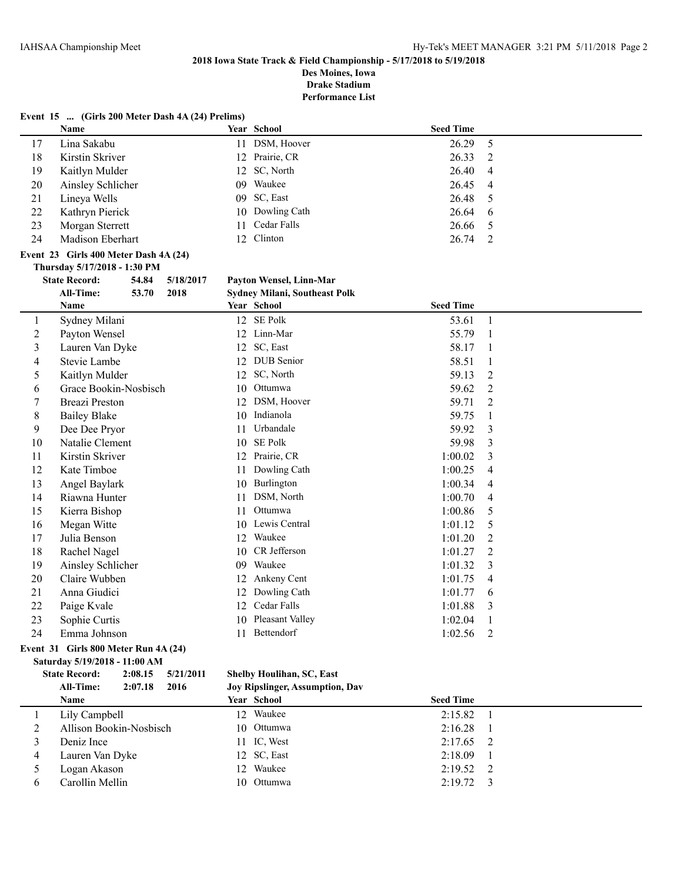2018 Iowa State Track & Field Championship - 5/17/2018 to 5/19/2018
Des Moines, Iowa
Drake Stadium
Performance List

**Event 15 ... (Girls 200 Meter Dash 4A (24) Prelims)**

| | Name | Year | School | Seed Time | |
|---|---|---|---|---|---|
| 17 | Lina Sakabu | 11 | DSM, Hoover | 26.29 | 5 |
| 18 | Kirstin Skriver | 12 | Prairie, CR | 26.33 | 2 |
| 19 | Kaitlyn Mulder | 12 | SC, North | 26.40 | 4 |
| 20 | Ainsley Schlicher | 09 | Waukee | 26.45 | 4 |
| 21 | Lineya Wells | 09 | SC, East | 26.48 | 5 |
| 22 | Kathryn Pierick | 10 | Dowling Cath | 26.64 | 6 |
| 23 | Morgan Sterrett | 11 | Cedar Falls | 26.66 | 5 |
| 24 | Madison Eberhart | 12 | Clinton | 26.74 | 2 |

**Event 23 Girls 400 Meter Dash 4A (24)**

**Thursday 5/17/2018 - 1:30 PM**

**State Record:** 54.84 5/18/2017 **Payton Wensel, Linn-Mar**

**All-Time:** 53.70 2018 **Sydney Milani, Southeast Polk**

| | Name | Year | School | Seed Time | |
|---|---|---|---|---|---|
| 1 | Sydney Milani | 12 | SE Polk | 53.61 | 1 |
| 2 | Payton Wensel | 12 | Linn-Mar | 55.79 | 1 |
| 3 | Lauren Van Dyke | 12 | SC, East | 58.17 | 1 |
| 4 | Stevie Lambe | 12 | DUB Senior | 58.51 | 1 |
| 5 | Kaitlyn Mulder | 12 | SC, North | 59.13 | 2 |
| 6 | Grace Bookin-Nosbisch | 10 | Ottumwa | 59.62 | 2 |
| 7 | Breazi Preston | 12 | DSM, Hoover | 59.71 | 2 |
| 8 | Bailey Blake | 10 | Indianola | 59.75 | 1 |
| 9 | Dee Dee Pryor | 11 | Urbandale | 59.92 | 3 |
| 10 | Natalie Clement | 10 | SE Polk | 59.98 | 3 |
| 11 | Kirstin Skriver | 12 | Prairie, CR | 1:00.02 | 3 |
| 12 | Kate Timboe | 11 | Dowling Cath | 1:00.25 | 4 |
| 13 | Angel Baylark | 10 | Burlington | 1:00.34 | 4 |
| 14 | Riawna Hunter | 11 | DSM, North | 1:00.70 | 4 |
| 15 | Kierra Bishop | 11 | Ottumwa | 1:00.86 | 5 |
| 16 | Megan Witte | 10 | Lewis Central | 1:01.12 | 5 |
| 17 | Julia Benson | 12 | Waukee | 1:01.20 | 2 |
| 18 | Rachel Nagel | 10 | CR Jefferson | 1:01.27 | 2 |
| 19 | Ainsley Schlicher | 09 | Waukee | 1:01.32 | 3 |
| 20 | Claire Wubben | 12 | Ankeny Cent | 1:01.75 | 4 |
| 21 | Anna Giudici | 12 | Dowling Cath | 1:01.77 | 6 |
| 22 | Paige Kvale | 12 | Cedar Falls | 1:01.88 | 3 |
| 23 | Sophie Curtis | 10 | Pleasant Valley | 1:02.04 | 1 |
| 24 | Emma Johnson | 11 | Bettendorf | 1:02.56 | 2 |

**Event 31 Girls 800 Meter Run 4A (24)**

**Saturday 5/19/2018 - 11:00 AM**

**State Record:** 2:08.15 5/21/2011 **Shelby Houlihan, SC, East**

**All-Time:** 2:07.18 2016 **Joy Ripslinger, Assumption, Dav**

| | Name | Year | School | Seed Time | |
|---|---|---|---|---|---|
| 1 | Lily Campbell | 12 | Waukee | 2:15.82 | 1 |
| 2 | Allison Bookin-Nosbisch | 10 | Ottumwa | 2:16.28 | 1 |
| 3 | Deniz Ince | 11 | IC, West | 2:17.65 | 2 |
| 4 | Lauren Van Dyke | 12 | SC, East | 2:18.09 | 1 |
| 5 | Logan Akason | 12 | Waukee | 2:19.52 | 2 |
| 6 | Carollin Mellin | 10 | Ottumwa | 2:19.72 | 3 |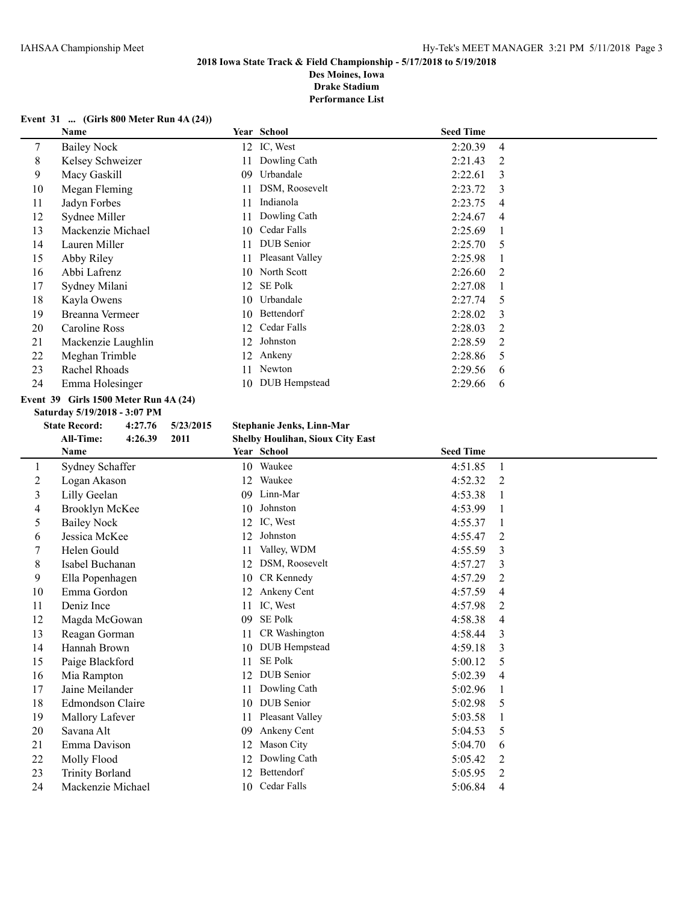**2018 Iowa State Track & Field Championship - 5/17/2018 to 5/19/2018**
**Des Moines, Iowa**
**Drake Stadium**
**Performance List**

### Event 31 ... (Girls 800 Meter Run 4A (24))

| | Name | Year | School | Seed Time | |
|---|---|---|---|---|---|
| 7 | Bailey Nock | 12 | IC, West | 2:20.39 | 4 |
| 8 | Kelsey Schweizer | 11 | Dowling Cath | 2:21.43 | 2 |
| 9 | Macy Gaskill | 09 | Urbandale | 2:22.61 | 3 |
| 10 | Megan Fleming | 11 | DSM, Roosevelt | 2:23.72 | 3 |
| 11 | Jadyn Forbes | 11 | Indianola | 2:23.75 | 4 |
| 12 | Sydnee Miller | 11 | Dowling Cath | 2:24.67 | 4 |
| 13 | Mackenzie Michael | 10 | Cedar Falls | 2:25.69 | 1 |
| 14 | Lauren Miller | 11 | DUB Senior | 2:25.70 | 5 |
| 15 | Abby Riley | 11 | Pleasant Valley | 2:25.98 | 1 |
| 16 | Abbi Lafrenz | 10 | North Scott | 2:26.60 | 2 |
| 17 | Sydney Milani | 12 | SE Polk | 2:27.08 | 1 |
| 18 | Kayla Owens | 10 | Urbandale | 2:27.74 | 5 |
| 19 | Breanna Vermeer | 10 | Bettendorf | 2:28.02 | 3 |
| 20 | Caroline Ross | 12 | Cedar Falls | 2:28.03 | 2 |
| 21 | Mackenzie Laughlin | 12 | Johnston | 2:28.59 | 2 |
| 22 | Meghan Trimble | 12 | Ankeny | 2:28.86 | 5 |
| 23 | Rachel Rhoads | 11 | Newton | 2:29.56 | 6 |
| 24 | Emma Holesinger | 10 | DUB Hempstead | 2:29.66 | 6 |

### Event 39 Girls 1500 Meter Run 4A (24)

**Saturday 5/19/2018 - 3:07 PM**

**State Record:** 4:27.76 5/23/2015 **Stephanie Jenks, Linn-Mar**
**All-Time:** 4:26.39 2011 **Shelby Houlihan, Sioux City East**

| | Name | Year | School | Seed Time | |
|---|---|---|---|---|---|
| 1 | Sydney Schaffer | 10 | Waukee | 4:51.85 | 1 |
| 2 | Logan Akason | 12 | Waukee | 4:52.32 | 2 |
| 3 | Lilly Geelan | 09 | Linn-Mar | 4:53.38 | 1 |
| 4 | Brooklyn McKee | 10 | Johnston | 4:53.99 | 1 |
| 5 | Bailey Nock | 12 | IC, West | 4:55.37 | 1 |
| 6 | Jessica McKee | 12 | Johnston | 4:55.47 | 2 |
| 7 | Helen Gould | 11 | Valley, WDM | 4:55.59 | 3 |
| 8 | Isabel Buchanan | 12 | DSM, Roosevelt | 4:57.27 | 3 |
| 9 | Ella Popenhagen | 10 | CR Kennedy | 4:57.29 | 2 |
| 10 | Emma Gordon | 12 | Ankeny Cent | 4:57.59 | 4 |
| 11 | Deniz Ince | 11 | IC, West | 4:57.98 | 2 |
| 12 | Magda McGowan | 09 | SE Polk | 4:58.38 | 4 |
| 13 | Reagan Gorman | 11 | CR Washington | 4:58.44 | 3 |
| 14 | Hannah Brown | 10 | DUB Hempstead | 4:59.18 | 3 |
| 15 | Paige Blackford | 11 | SE Polk | 5:00.12 | 5 |
| 16 | Mia Rampton | 12 | DUB Senior | 5:02.39 | 4 |
| 17 | Jaine Meilander | 11 | Dowling Cath | 5:02.96 | 1 |
| 18 | Edmondson Claire | 10 | DUB Senior | 5:02.98 | 5 |
| 19 | Mallory Lafever | 11 | Pleasant Valley | 5:03.58 | 1 |
| 20 | Savana Alt | 09 | Ankeny Cent | 5:04.53 | 5 |
| 21 | Emma Davison | 12 | Mason City | 5:04.70 | 6 |
| 22 | Molly Flood | 12 | Dowling Cath | 5:05.42 | 2 |
| 23 | Trinity Borland | 12 | Bettendorf | 5:05.95 | 2 |
| 24 | Mackenzie Michael | 10 | Cedar Falls | 5:06.84 | 4 |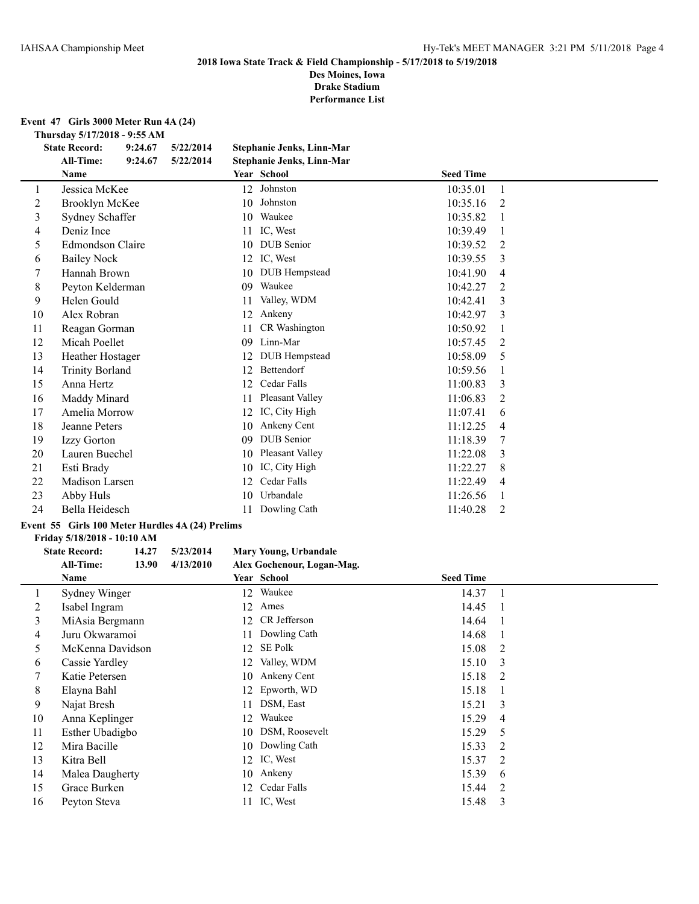**2018 Iowa State Track & Field Championship - 5/17/2018 to 5/19/2018**

**Des Moines, Iowa**

**Drake Stadium**

**Performance List**

### Event 47 Girls 3000 Meter Run 4A (24)

**Thursday 5/17/2018 - 9:55 AM**

| | | | |
|---|---|---|---|
| **State Record:** | **9:24.67** | **5/22/2014** | **Stephanie Jenks, Linn-Mar** |
| **All-Time:** | **9:24.67** | **5/22/2014** | **Stephanie Jenks, Linn-Mar** |

| | Name | Year | School | Seed Time | |
|---|---|---|---|---|---|
| 1 | Jessica McKee | 12 | Johnston | 10:35.01 | 1 |
| 2 | Brooklyn McKee | 10 | Johnston | 10:35.16 | 2 |
| 3 | Sydney Schaffer | 10 | Waukee | 10:35.82 | 1 |
| 4 | Deniz Ince | 11 | IC, West | 10:39.49 | 1 |
| 5 | Edmondson Claire | 10 | DUB Senior | 10:39.52 | 2 |
| 6 | Bailey Nock | 12 | IC, West | 10:39.55 | 3 |
| 7 | Hannah Brown | 10 | DUB Hempstead | 10:41.90 | 4 |
| 8 | Peyton Kelderman | 09 | Waukee | 10:42.27 | 2 |
| 9 | Helen Gould | 11 | Valley, WDM | 10:42.41 | 3 |
| 10 | Alex Robran | 12 | Ankeny | 10:42.97 | 3 |
| 11 | Reagan Gorman | 11 | CR Washington | 10:50.92 | 1 |
| 12 | Micah Poellet | 09 | Linn-Mar | 10:57.45 | 2 |
| 13 | Heather Hostager | 12 | DUB Hempstead | 10:58.09 | 5 |
| 14 | Trinity Borland | 12 | Bettendorf | 10:59.56 | 1 |
| 15 | Anna Hertz | 12 | Cedar Falls | 11:00.83 | 3 |
| 16 | Maddy Minard | 11 | Pleasant Valley | 11:06.83 | 2 |
| 17 | Amelia Morrow | 12 | IC, City High | 11:07.41 | 6 |
| 18 | Jeanne Peters | 10 | Ankeny Cent | 11:12.25 | 4 |
| 19 | Izzy Gorton | 09 | DUB Senior | 11:18.39 | 7 |
| 20 | Lauren Buechel | 10 | Pleasant Valley | 11:22.08 | 3 |
| 21 | Esti Brady | 10 | IC, City High | 11:22.27 | 8 |
| 22 | Madison Larsen | 12 | Cedar Falls | 11:22.49 | 4 |
| 23 | Abby Huls | 10 | Urbandale | 11:26.56 | 1 |
| 24 | Bella Heidesch | 11 | Dowling Cath | 11:40.28 | 2 |

### Event 55 Girls 100 Meter Hurdles 4A (24) Prelims

**Friday 5/18/2018 - 10:10 AM**

| | | | |
|---|---|---|---|
| **State Record:** | **14.27** | **5/23/2014** | **Mary Young, Urbandale** |
| **All-Time:** | **13.90** | **4/13/2010** | **Alex Gochenour, Logan-Mag.** |

| | Name | Year | School | Seed Time | |
|---|---|---|---|---|---|
| 1 | Sydney Winger | 12 | Waukee | 14.37 | 1 |
| 2 | Isabel Ingram | 12 | Ames | 14.45 | 1 |
| 3 | MiAsia Bergmann | 12 | CR Jefferson | 14.64 | 1 |
| 4 | Juru Okwaramoi | 11 | Dowling Cath | 14.68 | 1 |
| 5 | McKenna Davidson | 12 | SE Polk | 15.08 | 2 |
| 6 | Cassie Yardley | 12 | Valley, WDM | 15.10 | 3 |
| 7 | Katie Petersen | 10 | Ankeny Cent | 15.18 | 2 |
| 8 | Elayna Bahl | 12 | Epworth, WD | 15.18 | 1 |
| 9 | Najat Bresh | 11 | DSM, East | 15.21 | 3 |
| 10 | Anna Keplinger | 12 | Waukee | 15.29 | 4 |
| 11 | Esther Ubadigbo | 10 | DSM, Roosevelt | 15.29 | 5 |
| 12 | Mira Bacille | 10 | Dowling Cath | 15.33 | 2 |
| 13 | Kitra Bell | 12 | IC, West | 15.37 | 2 |
| 14 | Malea Daugherty | 10 | Ankeny | 15.39 | 6 |
| 15 | Grace Burken | 12 | Cedar Falls | 15.44 | 2 |
| 16 | Peyton Steva | 11 | IC, West | 15.48 | 3 |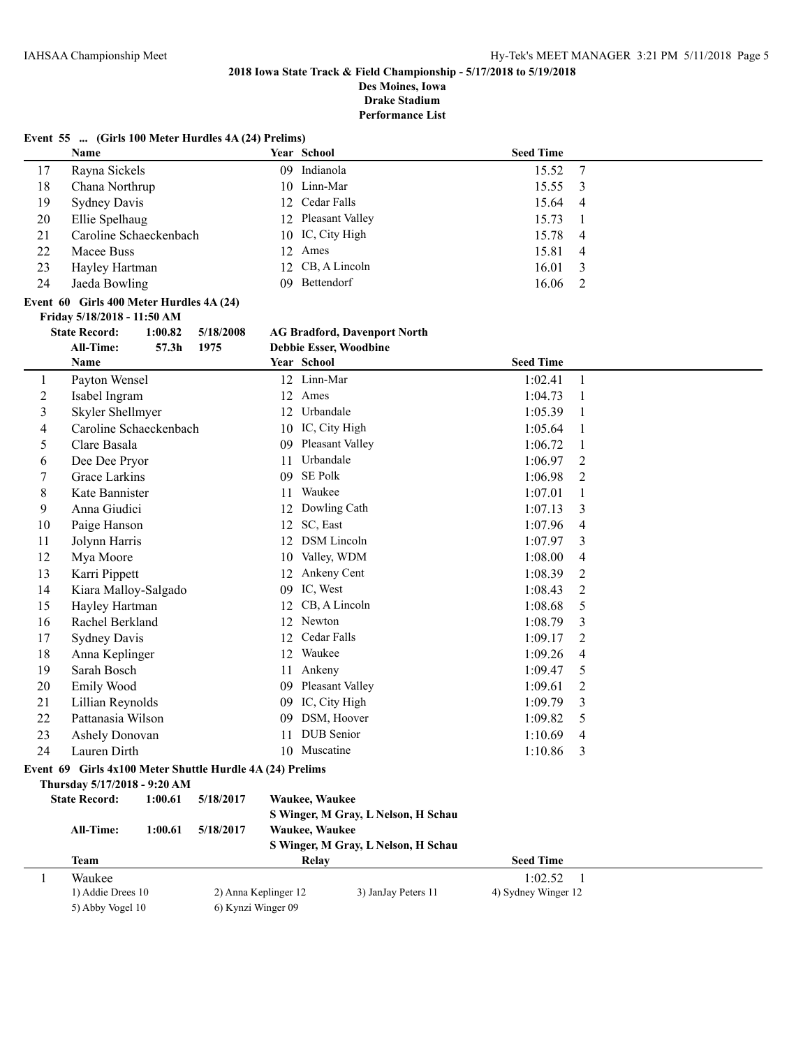**2018 Iowa State Track & Field Championship - 5/17/2018 to 5/19/2018**

**Des Moines, Iowa**

**Drake Stadium**

**Performance List**

**Event 55 ... (Girls 100 Meter Hurdles 4A (24) Prelims)**

| | Name | Year | School | Seed Time | |
|---|---|---|---|---|---|
| 17 | Rayna Sickels | 09 | Indianola | 15.52 | 7 |
| 18 | Chana Northrup | 10 | Linn-Mar | 15.55 | 3 |
| 19 | Sydney Davis | 12 | Cedar Falls | 15.64 | 4 |
| 20 | Ellie Spelhaug | 12 | Pleasant Valley | 15.73 | 1 |
| 21 | Caroline Schaeckenbach | 10 | IC, City High | 15.78 | 4 |
| 22 | Macee Buss | 12 | Ames | 15.81 | 4 |
| 23 | Hayley Hartman | 12 | CB, A Lincoln | 16.01 | 3 |
| 24 | Jaeda Bowling | 09 | Bettendorf | 16.06 | 2 |

**Event 60 Girls 400 Meter Hurdles 4A (24)**

**Friday 5/18/2018 - 11:50 AM**

**State Record:** 1:00.82 5/18/2008 **AG Bradford, Davenport North**

**All-Time:** 57.3h 1975 **Debbie Esser, Woodbine**

| | Name | Year | School | Seed Time | |
|---|---|---|---|---|---|
| 1 | Payton Wensel | 12 | Linn-Mar | 1:02.41 | 1 |
| 2 | Isabel Ingram | 12 | Ames | 1:04.73 | 1 |
| 3 | Skyler Shellmyer | 12 | Urbandale | 1:05.39 | 1 |
| 4 | Caroline Schaeckenbach | 10 | IC, City High | 1:05.64 | 1 |
| 5 | Clare Basala | 09 | Pleasant Valley | 1:06.72 | 1 |
| 6 | Dee Dee Pryor | 11 | Urbandale | 1:06.97 | 2 |
| 7 | Grace Larkins | 09 | SE Polk | 1:06.98 | 2 |
| 8 | Kate Bannister | 11 | Waukee | 1:07.01 | 1 |
| 9 | Anna Giudici | 12 | Dowling Cath | 1:07.13 | 3 |
| 10 | Paige Hanson | 12 | SC, East | 1:07.96 | 4 |
| 11 | Jolynn Harris | 12 | DSM Lincoln | 1:07.97 | 3 |
| 12 | Mya Moore | 10 | Valley, WDM | 1:08.00 | 4 |
| 13 | Karri Pippett | 12 | Ankeny Cent | 1:08.39 | 2 |
| 14 | Kiara Malloy-Salgado | 09 | IC, West | 1:08.43 | 2 |
| 15 | Hayley Hartman | 12 | CB, A Lincoln | 1:08.68 | 5 |
| 16 | Rachel Berkland | 12 | Newton | 1:08.79 | 3 |
| 17 | Sydney Davis | 12 | Cedar Falls | 1:09.17 | 2 |
| 18 | Anna Keplinger | 12 | Waukee | 1:09.26 | 4 |
| 19 | Sarah Bosch | 11 | Ankeny | 1:09.47 | 5 |
| 20 | Emily Wood | 09 | Pleasant Valley | 1:09.61 | 2 |
| 21 | Lillian Reynolds | 09 | IC, City High | 1:09.79 | 3 |
| 22 | Pattanasia Wilson | 09 | DSM, Hoover | 1:09.82 | 5 |
| 23 | Ashely Donovan | 11 | DUB Senior | 1:10.69 | 4 |
| 24 | Lauren Dirth | 10 | Muscatine | 1:10.86 | 3 |

**Event 69 Girls 4x100 Meter Shuttle Hurdle 4A (24) Prelims**

**Thursday 5/17/2018 - 9:20 AM**

**State Record:** 1:00.61 5/18/2017 **Waukee, Waukee**
**S Winger, M Gray, L Nelson, H Schau**

**All-Time:** 1:00.61 5/18/2017 **Waukee, Waukee**
**S Winger, M Gray, L Nelson, H Schau**

| | Team | Relay | Seed Time | |
|---|---|---|---|---|
| 1 | Waukee | | 1:02.52 | 1 |

1) Addie Drees 10 2) Anna Keplinger 12 3) JanJay Peters 11 4) Sydney Winger 12
5) Abby Vogel 10 6) Kynzi Winger 09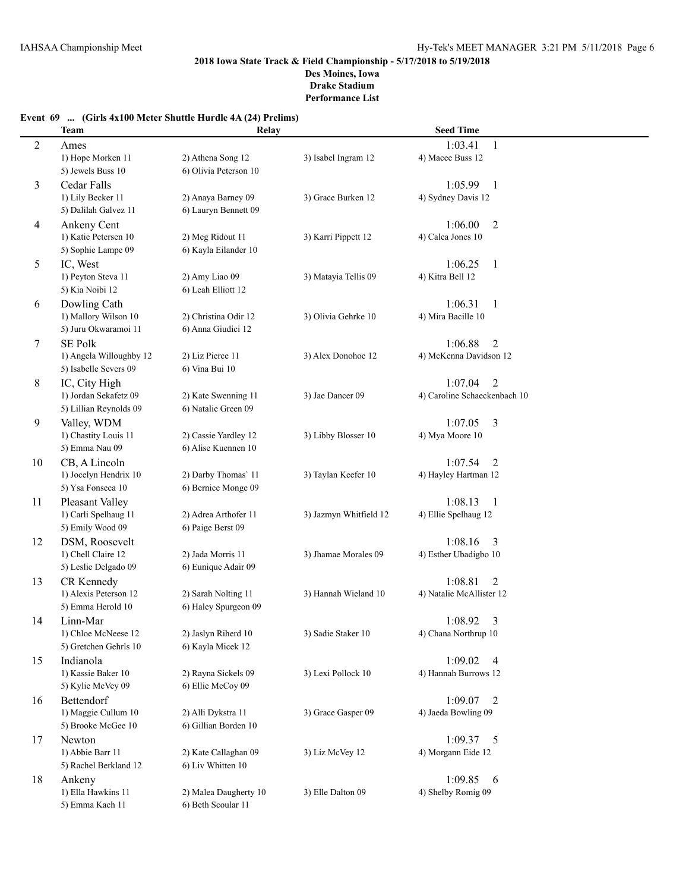**2018 Iowa State Track & Field Championship - 5/17/2018 to 5/19/2018**
**Des Moines, Iowa**
**Drake Stadium**
**Performance List**

### Event 69 ... (Girls 4x100 Meter Shuttle Hurdle 4A (24) Prelims)

| | Team | Relay | | Seed Time |
|---|---|---|---|---|
| 2 | Ames | | | 1:03.41 1 |
| | 1) Hope Morken 11 | 2) Athena Song 12 | 3) Isabel Ingram 12 | 4) Macee Buss 12 |
| | 5) Jewels Buss 10 | 6) Olivia Peterson 10 | | |
| 3 | Cedar Falls | | | 1:05.99 1 |
| | 1) Lily Becker 11 | 2) Anaya Barney 09 | 3) Grace Burken 12 | 4) Sydney Davis 12 |
| | 5) Dalilah Galvez 11 | 6) Lauryn Bennett 09 | | |
| 4 | Ankeny Cent | | | 1:06.00 2 |
| | 1) Katie Petersen 10 | 2) Meg Ridout 11 | 3) Karri Pippett 12 | 4) Calea Jones 10 |
| | 5) Sophie Lampe 09 | 6) Kayla Eilander 10 | | |
| 5 | IC, West | | | 1:06.25 1 |
| | 1) Peyton Steva 11 | 2) Amy Liao 09 | 3) Matayia Tellis 09 | 4) Kitra Bell 12 |
| | 5) Kia Noibi 12 | 6) Leah Elliott 12 | | |
| 6 | Dowling Cath | | | 1:06.31 1 |
| | 1) Mallory Wilson 10 | 2) Christina Odir 12 | 3) Olivia Gehrke 10 | 4) Mira Bacille 10 |
| | 5) Juru Okwaramoi 11 | 6) Anna Giudici 12 | | |
| 7 | SE Polk | | | 1:06.88 2 |
| | 1) Angela Willoughby 12 | 2) Liz Pierce 11 | 3) Alex Donohoe 12 | 4) McKenna Davidson 12 |
| | 5) Isabelle Severs 09 | 6) Vina Bui 10 | | |
| 8 | IC, City High | | | 1:07.04 2 |
| | 1) Jordan Sekafetz 09 | 2) Kate Swenning 11 | 3) Jae Dancer 09 | 4) Caroline Schaeckenbach 10 |
| | 5) Lillian Reynolds 09 | 6) Natalie Green 09 | | |
| 9 | Valley, WDM | | | 1:07.05 3 |
| | 1) Chastity Louis 11 | 2) Cassie Yardley 12 | 3) Libby Blosser 10 | 4) Mya Moore 10 |
| | 5) Emma Nau 09 | 6) Alise Kuennen 10 | | |
| 10 | CB, A Lincoln | | | 1:07.54 2 |
| | 1) Jocelyn Hendrix 10 | 2) Darby Thomas` 11 | 3) Taylan Keefer 10 | 4) Hayley Hartman 12 |
| | 5) Ysa Fonseca 10 | 6) Bernice Monge 09 | | |
| 11 | Pleasant Valley | | | 1:08.13 1 |
| | 1) Carli Spelhaug 11 | 2) Adrea Arthofer 11 | 3) Jazmyn Whitfield 12 | 4) Ellie Spelhaug 12 |
| | 5) Emily Wood 09 | 6) Paige Berst 09 | | |
| 12 | DSM, Roosevelt | | | 1:08.16 3 |
| | 1) Chell Claire 12 | 2) Jada Morris 11 | 3) Jhamae Morales 09 | 4) Esther Ubadigbo 10 |
| | 5) Leslie Delgado 09 | 6) Eunique Adair 09 | | |
| 13 | CR Kennedy | | | 1:08.81 2 |
| | 1) Alexis Peterson 12 | 2) Sarah Nolting 11 | 3) Hannah Wieland 10 | 4) Natalie McAllister 12 |
| | 5) Emma Herold 10 | 6) Haley Spurgeon 09 | | |
| 14 | Linn-Mar | | | 1:08.92 3 |
| | 1) Chloe McNeese 12 | 2) Jaslyn Riherd 10 | 3) Sadie Staker 10 | 4) Chana Northrup 10 |
| | 5) Gretchen Gehrls 10 | 6) Kayla Micek 12 | | |
| 15 | Indianola | | | 1:09.02 4 |
| | 1) Kassie Baker 10 | 2) Rayna Sickels 09 | 3) Lexi Pollock 10 | 4) Hannah Burrows 12 |
| | 5) Kylie McVey 09 | 6) Ellie McCoy 09 | | |
| 16 | Bettendorf | | | 1:09.07 2 |
| | 1) Maggie Cullum 10 | 2) Alli Dykstra 11 | 3) Grace Gasper 09 | 4) Jaeda Bowling 09 |
| | 5) Brooke McGee 10 | 6) Gillian Borden 10 | | |
| 17 | Newton | | | 1:09.37 5 |
| | 1) Abbie Barr 11 | 2) Kate Callaghan 09 | 3) Liz McVey 12 | 4) Morgann Eide 12 |
| | 5) Rachel Berkland 12 | 6) Liv Whitten 10 | | |
| 18 | Ankeny | | | 1:09.85 6 |
| | 1) Ella Hawkins 11 | 2) Malea Daugherty 10 | 3) Elle Dalton 09 | 4) Shelby Romig 09 |
| | 5) Emma Kach 11 | 6) Beth Scoular 11 | | |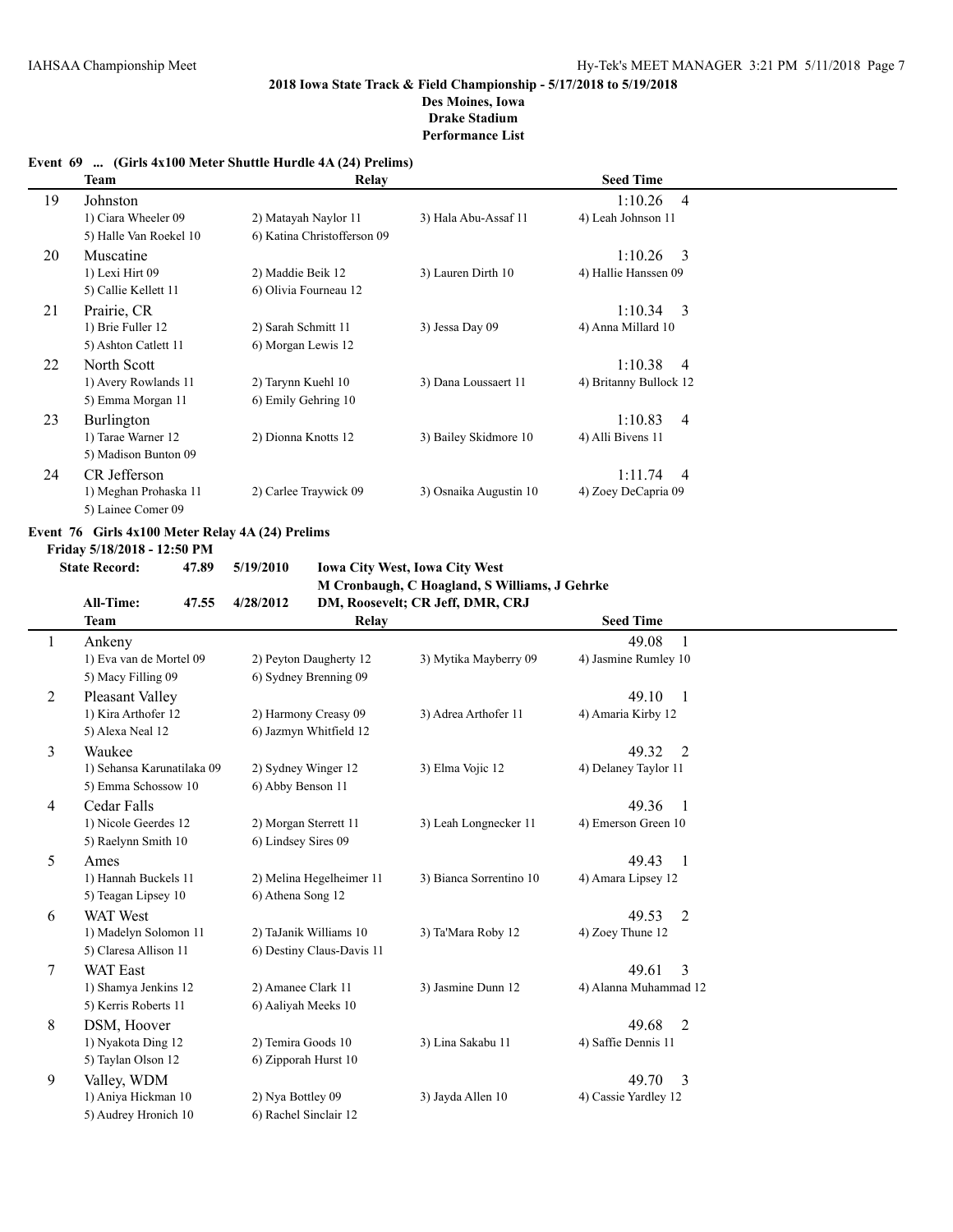**2018 Iowa State Track & Field Championship - 5/17/2018 to 5/19/2018**
**Des Moines, Iowa**
**Drake Stadium**
**Performance List**

### Event 69 ... (Girls 4x100 Meter Shuttle Hurdle 4A (24) Prelims)

| | Team | Relay | | Seed Time | |
|---|---|---|---|---|---|
| 19 | Johnston | | | 1:10.26 | 4 |
| | 1) Ciara Wheeler 09 | 2) Matayah Naylor 11 | 3) Hala Abu-Assaf 11 | 4) Leah Johnson 11 | |
| | 5) Halle Van Roekel 10 | 6) Katina Christofferson 09 | | | |
| 20 | Muscatine | | | 1:10.26 | 3 |
| | 1) Lexi Hirt 09 | 2) Maddie Beik 12 | 3) Lauren Dirth 10 | 4) Hallie Hanssen 09 | |
| | 5) Callie Kellett 11 | 6) Olivia Fourneau 12 | | | |
| 21 | Prairie, CR | | | 1:10.34 | 3 |
| | 1) Brie Fuller 12 | 2) Sarah Schmitt 11 | 3) Jessa Day 09 | 4) Anna Millard 10 | |
| | 5) Ashton Catlett 11 | 6) Morgan Lewis 12 | | | |
| 22 | North Scott | | | 1:10.38 | 4 |
| | 1) Avery Rowlands 11 | 2) Tarynn Kuehl 10 | 3) Dana Loussaert 11 | 4) Britanny Bullock 12 | |
| | 5) Emma Morgan 11 | 6) Emily Gehring 10 | | | |
| 23 | Burlington | | | 1:10.83 | 4 |
| | 1) Tarae Warner 12 | 2) Dionna Knotts 12 | 3) Bailey Skidmore 10 | 4) Alli Bivens 11 | |
| | 5) Madison Bunton 09 | | | | |
| 24 | CR Jefferson | | | 1:11.74 | 4 |
| | 1) Meghan Prohaska 11 | 2) Carlee Traywick 09 | 3) Osnaika Augustin 10 | 4) Zoey DeCapria 09 | |
| | 5) Lainee Comer 09 | | | | |

### Event 76 Girls 4x100 Meter Relay 4A (24) Prelims

**Friday 5/18/2018 - 12:50 PM**

**State Record:** 47.89 5/19/2010 **Iowa City West, Iowa City West**
**M Cronbaugh, C Hoagland, S Williams, J Gehrke**

**All-Time:** 47.55 4/28/2012 **DM, Roosevelt; CR Jeff, DMR, CRJ**

| | Team | Relay | | Seed Time | |
|---|---|---|---|---|---|
| 1 | Ankeny | | | 49.08 | 1 |
| | 1) Eva van de Mortel 09 | 2) Peyton Daugherty 12 | 3) Mytika Mayberry 09 | 4) Jasmine Rumley 10 | |
| | 5) Macy Filling 09 | 6) Sydney Brenning 09 | | | |
| 2 | Pleasant Valley | | | 49.10 | 1 |
| | 1) Kira Arthofer 12 | 2) Harmony Creasy 09 | 3) Adrea Arthofer 11 | 4) Amaria Kirby 12 | |
| | 5) Alexa Neal 12 | 6) Jazmyn Whitfield 12 | | | |
| 3 | Waukee | | | 49.32 | 2 |
| | 1) Sehansa Karunatilaka 09 | 2) Sydney Winger 12 | 3) Elma Vojic 12 | 4) Delaney Taylor 11 | |
| | 5) Emma Schossow 10 | 6) Abby Benson 11 | | | |
| 4 | Cedar Falls | | | 49.36 | 1 |
| | 1) Nicole Geerdes 12 | 2) Morgan Sterrett 11 | 3) Leah Longnecker 11 | 4) Emerson Green 10 | |
| | 5) Raelynn Smith 10 | 6) Lindsey Sires 09 | | | |
| 5 | Ames | | | 49.43 | 1 |
| | 1) Hannah Buckels 11 | 2) Melina Hegelheimer 11 | 3) Bianca Sorrentino 10 | 4) Amara Lipsey 12 | |
| | 5) Teagan Lipsey 10 | 6) Athena Song 12 | | | |
| 6 | WAT West | | | 49.53 | 2 |
| | 1) Madelyn Solomon 11 | 2) TaJanik Williams 10 | 3) Ta'Mara Roby 12 | 4) Zoey Thune 12 | |
| | 5) Claresa Allison 11 | 6) Destiny Claus-Davis 11 | | | |
| 7 | WAT East | | | 49.61 | 3 |
| | 1) Shamya Jenkins 12 | 2) Amanee Clark 11 | 3) Jasmine Dunn 12 | 4) Alanna Muhammad 12 | |
| | 5) Kerris Roberts 11 | 6) Aaliyah Meeks 10 | | | |
| 8 | DSM, Hoover | | | 49.68 | 2 |
| | 1) Nyakota Ding 12 | 2) Temira Goods 10 | 3) Lina Sakabu 11 | 4) Saffie Dennis 11 | |
| | 5) Taylan Olson 12 | 6) Zipporah Hurst 10 | | | |
| 9 | Valley, WDM | | | 49.70 | 3 |
| | 1) Aniya Hickman 10 | 2) Nya Bottley 09 | 3) Jayda Allen 10 | 4) Cassie Yardley 12 | |
| | 5) Audrey Hronich 10 | 6) Rachel Sinclair 12 | | | |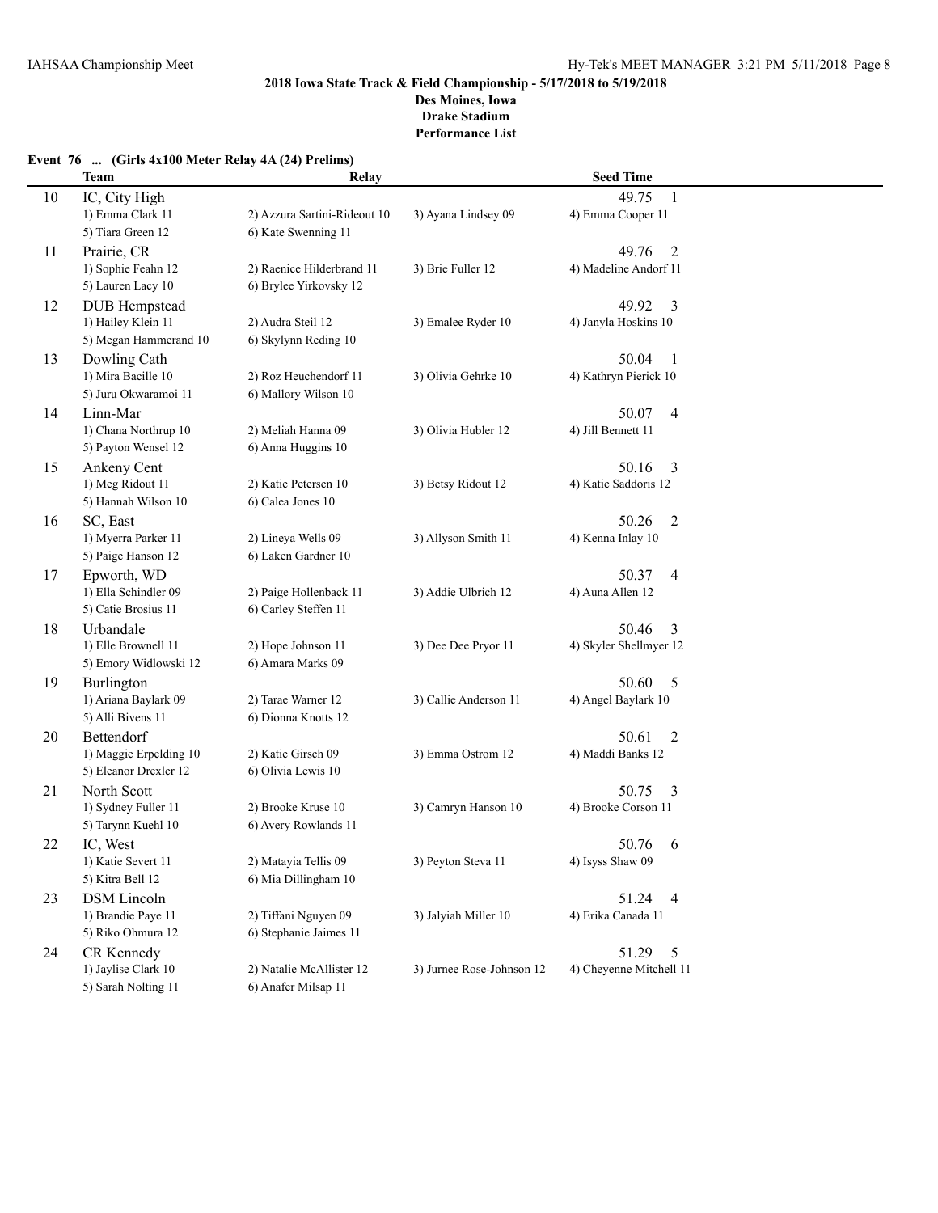**2018 Iowa State Track & Field Championship - 5/17/2018 to 5/19/2018**
**Des Moines, Iowa**
**Drake Stadium**
**Performance List**

**Event 76 ... (Girls 4x100 Meter Relay 4A (24) Prelims)**

| | Team | Relay | | Seed Time |
|---|---|---|---|---|
| 10 | IC, City High | | | 49.75 1 |
| | 1) Emma Clark 11 | 2) Azzura Sartini-Rideout 10 | 3) Ayana Lindsey 09 | 4) Emma Cooper 11 |
| | 5) Tiara Green 12 | 6) Kate Swenning 11 | | |
| 11 | Prairie, CR | | | 49.76 2 |
| | 1) Sophie Feahn 12 | 2) Raenice Hilderbrand 11 | 3) Brie Fuller 12 | 4) Madeline Andorf 11 |
| | 5) Lauren Lacy 10 | 6) Brylee Yirkovsky 12 | | |
| 12 | DUB Hempstead | | | 49.92 3 |
| | 1) Hailey Klein 11 | 2) Audra Steil 12 | 3) Emalee Ryder 10 | 4) Janyla Hoskins 10 |
| | 5) Megan Hammerand 10 | 6) Skylynn Reding 10 | | |
| 13 | Dowling Cath | | | 50.04 1 |
| | 1) Mira Bacille 10 | 2) Roz Heuchendorf 11 | 3) Olivia Gehrke 10 | 4) Kathryn Pierick 10 |
| | 5) Juru Okwaramoi 11 | 6) Mallory Wilson 10 | | |
| 14 | Linn-Mar | | | 50.07 4 |
| | 1) Chana Northrup 10 | 2) Meliah Hanna 09 | 3) Olivia Hubler 12 | 4) Jill Bennett 11 |
| | 5) Payton Wensel 12 | 6) Anna Huggins 10 | | |
| 15 | Ankeny Cent | | | 50.16 3 |
| | 1) Meg Ridout 11 | 2) Katie Petersen 10 | 3) Betsy Ridout 12 | 4) Katie Saddoris 12 |
| | 5) Hannah Wilson 10 | 6) Calea Jones 10 | | |
| 16 | SC, East | | | 50.26 2 |
| | 1) Myerra Parker 11 | 2) Lineya Wells 09 | 3) Allyson Smith 11 | 4) Kenna Inlay 10 |
| | 5) Paige Hanson 12 | 6) Laken Gardner 10 | | |
| 17 | Epworth, WD | | | 50.37 4 |
| | 1) Ella Schindler 09 | 2) Paige Hollenback 11 | 3) Addie Ulbrich 12 | 4) Auna Allen 12 |
| | 5) Catie Brosius 11 | 6) Carley Steffen 11 | | |
| 18 | Urbandale | | | 50.46 3 |
| | 1) Elle Brownell 11 | 2) Hope Johnson 11 | 3) Dee Dee Pryor 11 | 4) Skyler Shellmyer 12 |
| | 5) Emory Widlowski 12 | 6) Amara Marks 09 | | |
| 19 | Burlington | | | 50.60 5 |
| | 1) Ariana Baylark 09 | 2) Tarae Warner 12 | 3) Callie Anderson 11 | 4) Angel Baylark 10 |
| | 5) Alli Bivens 11 | 6) Dionna Knotts 12 | | |
| 20 | Bettendorf | | | 50.61 2 |
| | 1) Maggie Erpelding 10 | 2) Katie Girsch 09 | 3) Emma Ostrom 12 | 4) Maddi Banks 12 |
| | 5) Eleanor Drexler 12 | 6) Olivia Lewis 10 | | |
| 21 | North Scott | | | 50.75 3 |
| | 1) Sydney Fuller 11 | 2) Brooke Kruse 10 | 3) Camryn Hanson 10 | 4) Brooke Corson 11 |
| | 5) Tarynn Kuehl 10 | 6) Avery Rowlands 11 | | |
| 22 | IC, West | | | 50.76 6 |
| | 1) Katie Severt 11 | 2) Matayia Tellis 09 | 3) Peyton Steva 11 | 4) Isyss Shaw 09 |
| | 5) Kitra Bell 12 | 6) Mia Dillingham 10 | | |
| 23 | DSM Lincoln | | | 51.24 4 |
| | 1) Brandie Paye 11 | 2) Tiffani Nguyen 09 | 3) Jalyiah Miller 10 | 4) Erika Canada 11 |
| | 5) Riko Ohmura 12 | 6) Stephanie Jaimes 11 | | |
| 24 | CR Kennedy | | | 51.29 5 |
| | 1) Jaylise Clark 10 | 2) Natalie McAllister 12 | 3) Jurnee Rose-Johnson 12 | 4) Cheyenne Mitchell 11 |
| | 5) Sarah Nolting 11 | 6) Anafer Milsap 11 | | |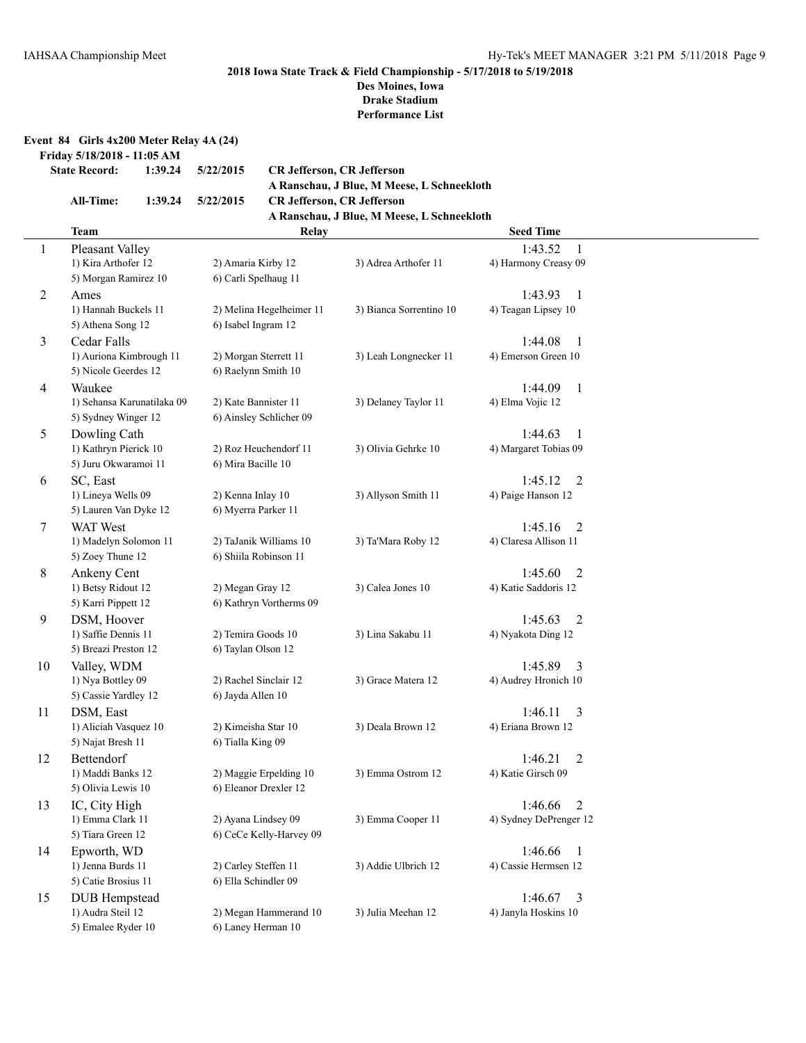**2018 Iowa State Track & Field Championship - 5/17/2018 to 5/19/2018**
**Des Moines, Iowa**
**Drake Stadium**
**Performance List**

**Event 84 Girls 4x200 Meter Relay 4A (24)**

**Friday 5/18/2018 - 11:05 AM**

| | | | |
|---|---|---|---|
| **State Record:** | **1:39.24** | **5/22/2015** | **CR Jefferson, CR Jefferson** |
| | | | **A Ranschau, J Blue, M Meese, L Schneekloth** |
| **All-Time:** | **1:39.24** | **5/22/2015** | **CR Jefferson, CR Jefferson** |
| | | | **A Ranschau, J Blue, M Meese, L Schneekloth** |

| | Team | Relay | | Seed Time |
|---|---|---|---|---|
| 1 | Pleasant Valley | | | 1:43.52 1 |
| | 1) Kira Arthofer 12 | 2) Amaria Kirby 12 | 3) Adrea Arthofer 11 | 4) Harmony Creasy 09 |
| | 5) Morgan Ramirez 10 | 6) Carli Spelhaug 11 | | |
| 2 | Ames | | | 1:43.93 1 |
| | 1) Hannah Buckels 11 | 2) Melina Hegelheimer 11 | 3) Bianca Sorrentino 10 | 4) Teagan Lipsey 10 |
| | 5) Athena Song 12 | 6) Isabel Ingram 12 | | |
| 3 | Cedar Falls | | | 1:44.08 1 |
| | 1) Auriona Kimbrough 11 | 2) Morgan Sterrett 11 | 3) Leah Longnecker 11 | 4) Emerson Green 10 |
| | 5) Nicole Geerdes 12 | 6) Raelynn Smith 10 | | |
| 4 | Waukee | | | 1:44.09 1 |
| | 1) Sehansa Karunatilaka 09 | 2) Kate Bannister 11 | 3) Delaney Taylor 11 | 4) Elma Vojic 12 |
| | 5) Sydney Winger 12 | 6) Ainsley Schlicher 09 | | |
| 5 | Dowling Cath | | | 1:44.63 1 |
| | 1) Kathryn Pierick 10 | 2) Roz Heuchendorf 11 | 3) Olivia Gehrke 10 | 4) Margaret Tobias 09 |
| | 5) Juru Okwaramoi 11 | 6) Mira Bacille 10 | | |
| 6 | SC, East | | | 1:45.12 2 |
| | 1) Lineya Wells 09 | 2) Kenna Inlay 10 | 3) Allyson Smith 11 | 4) Paige Hanson 12 |
| | 5) Lauren Van Dyke 12 | 6) Myerra Parker 11 | | |
| 7 | WAT West | | | 1:45.16 2 |
| | 1) Madelyn Solomon 11 | 2) TaJanik Williams 10 | 3) Ta'Mara Roby 12 | 4) Claresa Allison 11 |
| | 5) Zoey Thune 12 | 6) Shiila Robinson 11 | | |
| 8 | Ankeny Cent | | | 1:45.60 2 |
| | 1) Betsy Ridout 12 | 2) Megan Gray 12 | 3) Calea Jones 10 | 4) Katie Saddoris 12 |
| | 5) Karri Pippett 12 | 6) Kathryn Vortherms 09 | | |
| 9 | DSM, Hoover | | | 1:45.63 2 |
| | 1) Saffie Dennis 11 | 2) Temira Goods 10 | 3) Lina Sakabu 11 | 4) Nyakota Ding 12 |
| | 5) Breazi Preston 12 | 6) Taylan Olson 12 | | |
| 10 | Valley, WDM | | | 1:45.89 3 |
| | 1) Nya Bottley 09 | 2) Rachel Sinclair 12 | 3) Grace Matera 12 | 4) Audrey Hronich 10 |
| | 5) Cassie Yardley 12 | 6) Jayda Allen 10 | | |
| 11 | DSM, East | | | 1:46.11 3 |
| | 1) Aliciah Vasquez 10 | 2) Kimeisha Star 10 | 3) Deala Brown 12 | 4) Eriana Brown 12 |
| | 5) Najat Bresh 11 | 6) Tialla King 09 | | |
| 12 | Bettendorf | | | 1:46.21 2 |
| | 1) Maddi Banks 12 | 2) Maggie Erpelding 10 | 3) Emma Ostrom 12 | 4) Katie Girsch 09 |
| | 5) Olivia Lewis 10 | 6) Eleanor Drexler 12 | | |
| 13 | IC, City High | | | 1:46.66 2 |
| | 1) Emma Clark 11 | 2) Ayana Lindsey 09 | 3) Emma Cooper 11 | 4) Sydney DePrenger 12 |
| | 5) Tiara Green 12 | 6) CeCe Kelly-Harvey 09 | | |
| 14 | Epworth, WD | | | 1:46.66 1 |
| | 1) Jenna Burds 11 | 2) Carley Steffen 11 | 3) Addie Ulbrich 12 | 4) Cassie Hermsen 12 |
| | 5) Catie Brosius 11 | 6) Ella Schindler 09 | | |
| 15 | DUB Hempstead | | | 1:46.67 3 |
| | 1) Audra Steil 12 | 2) Megan Hammerand 10 | 3) Julia Meehan 12 | 4) Janyla Hoskins 10 |
| | 5) Emalee Ryder 10 | 6) Laney Herman 10 | | |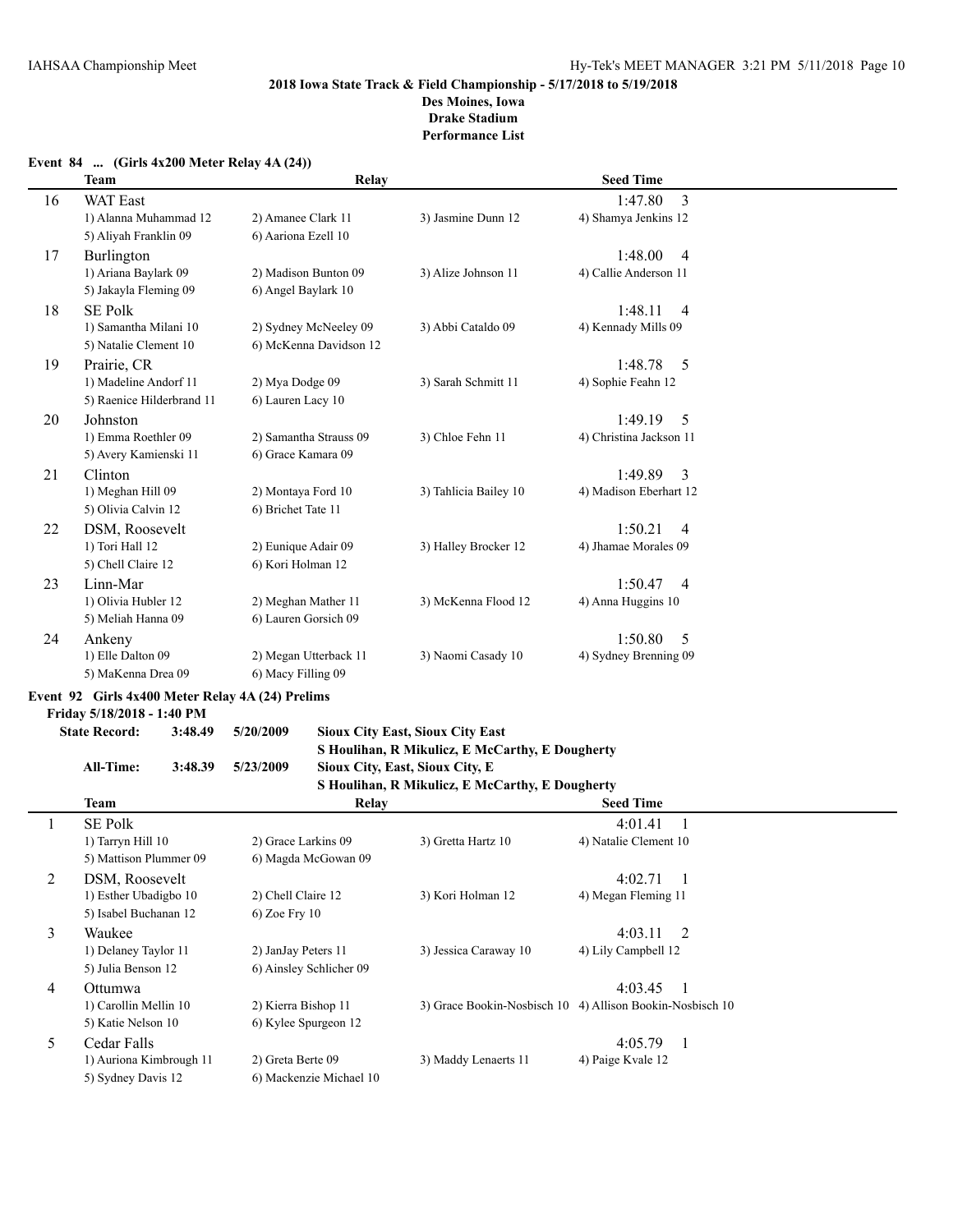## 2018 Iowa State Track & Field Championship - 5/17/2018 to 5/19/2018

**Des Moines, Iowa**
**Drake Stadium**
**Performance List**

### Event 84 ... (Girls 4x200 Meter Relay 4A (24))

| | Team | Relay | | Seed Time |
|---|---|---|---|---|
| 16 | WAT East | | | 1:47.80 3 |
| | 1) Alanna Muhammad 12 | 2) Amanee Clark 11 | 3) Jasmine Dunn 12 | 4) Shamya Jenkins 12 |
| | 5) Aliyah Franklin 09 | 6) Aariona Ezell 10 | | |
| 17 | Burlington | | | 1:48.00 4 |
| | 1) Ariana Baylark 09 | 2) Madison Bunton 09 | 3) Alize Johnson 11 | 4) Callie Anderson 11 |
| | 5) Jakayla Fleming 09 | 6) Angel Baylark 10 | | |
| 18 | SE Polk | | | 1:48.11 4 |
| | 1) Samantha Milani 10 | 2) Sydney McNeeley 09 | 3) Abbi Cataldo 09 | 4) Kennady Mills 09 |
| | 5) Natalie Clement 10 | 6) McKenna Davidson 12 | | |
| 19 | Prairie, CR | | | 1:48.78 5 |
| | 1) Madeline Andorf 11 | 2) Mya Dodge 09 | 3) Sarah Schmitt 11 | 4) Sophie Feahn 12 |
| | 5) Raenice Hilderbrand 11 | 6) Lauren Lacy 10 | | |
| 20 | Johnston | | | 1:49.19 5 |
| | 1) Emma Roethler 09 | 2) Samantha Strauss 09 | 3) Chloe Fehn 11 | 4) Christina Jackson 11 |
| | 5) Avery Kamienski 11 | 6) Grace Kamara 09 | | |
| 21 | Clinton | | | 1:49.89 3 |
| | 1) Meghan Hill 09 | 2) Montaya Ford 10 | 3) Tahlicia Bailey 10 | 4) Madison Eberhart 12 |
| | 5) Olivia Calvin 12 | 6) Brichet Tate 11 | | |
| 22 | DSM, Roosevelt | | | 1:50.21 4 |
| | 1) Tori Hall 12 | 2) Eunique Adair 09 | 3) Halley Brocker 12 | 4) Jhamae Morales 09 |
| | 5) Chell Claire 12 | 6) Kori Holman 12 | | |
| 23 | Linn-Mar | | | 1:50.47 4 |
| | 1) Olivia Hubler 12 | 2) Meghan Mather 11 | 3) McKenna Flood 12 | 4) Anna Huggins 10 |
| | 5) Meliah Hanna 09 | 6) Lauren Gorsich 09 | | |
| 24 | Ankeny | | | 1:50.80 5 |
| | 1) Elle Dalton 09 | 2) Megan Utterback 11 | 3) Naomi Casady 10 | 4) Sydney Brenning 09 |
| | 5) MaKenna Drea 09 | 6) Macy Filling 09 | | |

### Event 92 Girls 4x400 Meter Relay 4A (24) Prelims

**Friday 5/18/2018 - 1:40 PM**

**State Record:** 3:48.49 5/20/2009 **Sioux City East, Sioux City East**
**S Houlihan, R Mikulicz, E McCarthy, E Dougherty**

**All-Time:** 3:48.39 5/23/2009 **Sioux City, East, Sioux City, E**
**S Houlihan, R Mikulicz, E McCarthy, E Dougherty**

| | Team | Relay | | Seed Time |
|---|---|---|---|---|
| 1 | SE Polk | | | 4:01.41 1 |
| | 1) Tarryn Hill 10 | 2) Grace Larkins 09 | 3) Gretta Hartz 10 | 4) Natalie Clement 10 |
| | 5) Mattison Plummer 09 | 6) Magda McGowan 09 | | |
| 2 | DSM, Roosevelt | | | 4:02.71 1 |
| | 1) Esther Ubadigbo 10 | 2) Chell Claire 12 | 3) Kori Holman 12 | 4) Megan Fleming 11 |
| | 5) Isabel Buchanan 12 | 6) Zoe Fry 10 | | |
| 3 | Waukee | | | 4:03.11 2 |
| | 1) Delaney Taylor 11 | 2) JanJay Peters 11 | 3) Jessica Caraway 10 | 4) Lily Campbell 12 |
| | 5) Julia Benson 12 | 6) Ainsley Schlicher 09 | | |
| 4 | Ottumwa | | | 4:03.45 1 |
| | 1) Carollin Mellin 10 | 2) Kierra Bishop 11 | 3) Grace Bookin-Nosbisch 10 | 4) Allison Bookin-Nosbisch 10 |
| | 5) Katie Nelson 10 | 6) Kylee Spurgeon 12 | | |
| 5 | Cedar Falls | | | 4:05.79 1 |
| | 1) Auriona Kimbrough 11 | 2) Greta Berte 09 | 3) Maddy Lenaerts 11 | 4) Paige Kvale 12 |
| | 5) Sydney Davis 12 | 6) Mackenzie Michael 10 | | |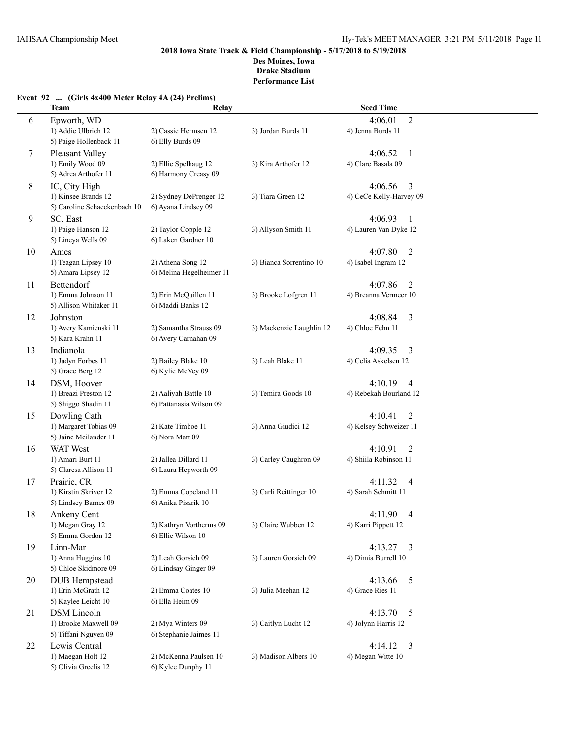**2018 Iowa State Track & Field Championship - 5/17/2018 to 5/19/2018**
**Des Moines, Iowa**
**Drake Stadium**
**Performance List**

### Event 92 ... (Girls 4x400 Meter Relay 4A (24) Prelims)

| | Team | Relay | | Seed Time |
|---|---|---|---|---|
| 6 | Epworth, WD | | | 4:06.01 2 |
| | 1) Addie Ulbrich 12 | 2) Cassie Hermsen 12 | 3) Jordan Burds 11 | 4) Jenna Burds 11 |
| | 5) Paige Hollenback 11 | 6) Elly Burds 09 | | |
| 7 | Pleasant Valley | | | 4:06.52 1 |
| | 1) Emily Wood 09 | 2) Ellie Spelhaug 12 | 3) Kira Arthofer 12 | 4) Clare Basala 09 |
| | 5) Adrea Arthofer 11 | 6) Harmony Creasy 09 | | |
| 8 | IC, City High | | | 4:06.56 3 |
| | 1) Kinsee Brands 12 | 2) Sydney DePrenger 12 | 3) Tiara Green 12 | 4) CeCe Kelly-Harvey 09 |
| | 5) Caroline Schaeckenbach 10 | 6) Ayana Lindsey 09 | | |
| 9 | SC, East | | | 4:06.93 1 |
| | 1) Paige Hanson 12 | 2) Taylor Copple 12 | 3) Allyson Smith 11 | 4) Lauren Van Dyke 12 |
| | 5) Lineya Wells 09 | 6) Laken Gardner 10 | | |
| 10 | Ames | | | 4:07.80 2 |
| | 1) Teagan Lipsey 10 | 2) Athena Song 12 | 3) Bianca Sorrentino 10 | 4) Isabel Ingram 12 |
| | 5) Amara Lipsey 12 | 6) Melina Hegelheimer 11 | | |
| 11 | Bettendorf | | | 4:07.86 2 |
| | 1) Emma Johnson 11 | 2) Erin McQuillen 11 | 3) Brooke Lofgren 11 | 4) Breanna Vermeer 10 |
| | 5) Allison Whitaker 11 | 6) Maddi Banks 12 | | |
| 12 | Johnston | | | 4:08.84 3 |
| | 1) Avery Kamienski 11 | 2) Samantha Strauss 09 | 3) Mackenzie Laughlin 12 | 4) Chloe Fehn 11 |
| | 5) Kara Krahn 11 | 6) Avery Carnahan 09 | | |
| 13 | Indianola | | | 4:09.35 3 |
| | 1) Jadyn Forbes 11 | 2) Bailey Blake 10 | 3) Leah Blake 11 | 4) Celia Askelsen 12 |
| | 5) Grace Berg 12 | 6) Kylie McVey 09 | | |
| 14 | DSM, Hoover | | | 4:10.19 4 |
| | 1) Breazi Preston 12 | 2) Aaliyah Battle 10 | 3) Temira Goods 10 | 4) Rebekah Bourland 12 |
| | 5) Shiggo Shadin 11 | 6) Pattanasia Wilson 09 | | |
| 15 | Dowling Cath | | | 4:10.41 2 |
| | 1) Margaret Tobias 09 | 2) Kate Timboe 11 | 3) Anna Giudici 12 | 4) Kelsey Schweizer 11 |
| | 5) Jaine Meilander 11 | 6) Nora Matt 09 | | |
| 16 | WAT West | | | 4:10.91 2 |
| | 1) Amari Burt 11 | 2) Jallea Dillard 11 | 3) Carley Caughron 09 | 4) Shiila Robinson 11 |
| | 5) Claresa Allison 11 | 6) Laura Hepworth 09 | | |
| 17 | Prairie, CR | | | 4:11.32 4 |
| | 1) Kirstin Skriver 12 | 2) Emma Copeland 11 | 3) Carli Reittinger 10 | 4) Sarah Schmitt 11 |
| | 5) Lindsey Barnes 09 | 6) Anika Pisarik 10 | | |
| 18 | Ankeny Cent | | | 4:11.90 4 |
| | 1) Megan Gray 12 | 2) Kathryn Vortherms 09 | 3) Claire Wubben 12 | 4) Karri Pippett 12 |
| | 5) Emma Gordon 12 | 6) Ellie Wilson 10 | | |
| 19 | Linn-Mar | | | 4:13.27 3 |
| | 1) Anna Huggins 10 | 2) Leah Gorsich 09 | 3) Lauren Gorsich 09 | 4) Dimia Burrell 10 |
| | 5) Chloe Skidmore 09 | 6) Lindsay Ginger 09 | | |
| 20 | DUB Hempstead | | | 4:13.66 5 |
| | 1) Erin McGrath 12 | 2) Emma Coates 10 | 3) Julia Meehan 12 | 4) Grace Ries 11 |
| | 5) Kaylee Leicht 10 | 6) Ella Heim 09 | | |
| 21 | DSM Lincoln | | | 4:13.70 5 |
| | 1) Brooke Maxwell 09 | 2) Mya Winters 09 | 3) Caitlyn Lucht 12 | 4) Jolynn Harris 12 |
| | 5) Tiffani Nguyen 09 | 6) Stephanie Jaimes 11 | | |
| 22 | Lewis Central | | | 4:14.12 3 |
| | 1) Maegan Holt 12 | 2) McKenna Paulsen 10 | 3) Madison Albers 10 | 4) Megan Witte 10 |
| | 5) Olivia Greelis 12 | 6) Kylee Dunphy 11 | | |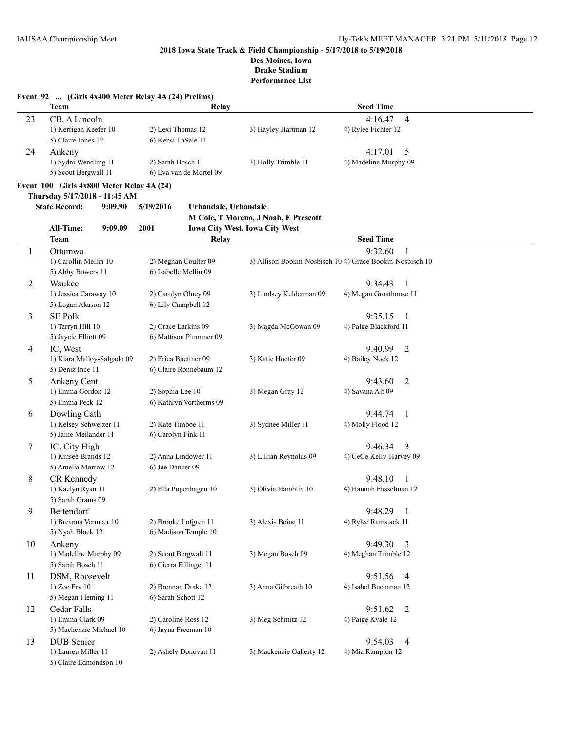**2018 Iowa State Track & Field Championship - 5/17/2018 to 5/19/2018**
**Des Moines, Iowa**
**Drake Stadium**
**Performance List**

### Event 92 ... (Girls 4x400 Meter Relay 4A (24) Prelims)

| | Team | Relay | | Seed Time |
|---|---|---|---|---|
| 23 | CB, A Lincoln | | | 4:16.47 4 |
| | 1) Kerrigan Keefer 10 | 2) Lexi Thomas 12 | 3) Hayley Hartman 12 | 4) Rylee Fichter 12 |
| | 5) Claire Jones 12 | 6) Kensi LaSale 11 | | |
| 24 | Ankeny | | | 4:17.01 5 |
| | 1) Sydni Wendling 11 | 2) Sarah Bosch 11 | 3) Holly Trimble 11 | 4) Madeline Murphy 09 |
| | 5) Scout Bergwall 11 | 6) Eva van de Mortel 09 | | |

### Event 100 Girls 4x800 Meter Relay 4A (24)

**Thursday 5/17/2018 - 11:45 AM**

**State Record:** 9:09.90 5/19/2016 Urbandale, Urbandale
M Cole, T Moreno, J Noah, E Prescott

**All-Time:** 9:09.09 2001 Iowa City West, Iowa City West

| | Team | Relay | | Seed Time |
|---|---|---|---|---|
| 1 | Ottumwa | | | 9:32.60 1 |
| | 1) Carollin Mellin 10 | 2) Meghan Coulter 09 | 3) Allison Bookin-Nosbisch 10 | 4) Grace Bookin-Nosbisch 10 |
| | 5) Abby Bowers 11 | 6) Isabelle Mellin 09 | | |
| 2 | Waukee | | | 9:34.43 1 |
| | 1) Jessica Caraway 10 | 2) Carolyn Olney 09 | 3) Lindsey Kelderman 09 | 4) Megan Groathouse 11 |
| | 5) Logan Akason 12 | 6) Lily Campbell 12 | | |
| 3 | SE Polk | | | 9:35.15 1 |
| | 1) Tarryn Hill 10 | 2) Grace Larkins 09 | 3) Magda McGowan 09 | 4) Paige Blackford 11 |
| | 5) Jaycie Elliott 09 | 6) Mattison Plummer 09 | | |
| 4 | IC, West | | | 9:40.99 2 |
| | 1) Kiara Malloy-Salgado 09 | 2) Erica Buettner 09 | 3) Katie Hoefer 09 | 4) Bailey Nock 12 |
| | 5) Deniz Ince 11 | 6) Claire Ronnebaum 12 | | |
| 5 | Ankeny Cent | | | 9:43.60 2 |
| | 1) Emma Gordon 12 | 2) Sophia Lee 10 | 3) Megan Gray 12 | 4) Savana Alt 09 |
| | 5) Emma Peck 12 | 6) Kathryn Vortherms 09 | | |
| 6 | Dowling Cath | | | 9:44.74 1 |
| | 1) Kelsey Schweizer 11 | 2) Kate Timboe 11 | 3) Sydnee Miller 11 | 4) Molly Flood 12 |
| | 5) Jaine Meilander 11 | 6) Carolyn Fink 11 | | |
| 7 | IC, City High | | | 9:46.34 3 |
| | 1) Kinsee Brands 12 | 2) Anna Lindower 11 | 3) Lillian Reynolds 09 | 4) CeCe Kelly-Harvey 09 |
| | 5) Amelia Morrow 12 | 6) Jae Dancer 09 | | |
| 8 | CR Kennedy | | | 9:48.10 1 |
| | 1) Kaelyn Ryan 11 | 2) Ella Popenhagen 10 | 3) Olivia Hamblin 10 | 4) Hannah Fusselman 12 |
| | 5) Sarah Grams 09 | | | |
| 9 | Bettendorf | | | 9:48.29 1 |
| | 1) Breanna Vermeer 10 | 2) Brooke Lofgren 11 | 3) Alexis Beine 11 | 4) Rylee Ramstack 11 |
| | 5) Nyah Block 12 | 6) Madison Temple 10 | | |
| 10 | Ankeny | | | 9:49.30 3 |
| | 1) Madeline Murphy 09 | 2) Scout Bergwall 11 | 3) Megan Bosch 09 | 4) Meghan Trimble 12 |
| | 5) Sarah Bosch 11 | 6) Cierra Fillinger 11 | | |
| 11 | DSM, Roosevelt | | | 9:51.56 4 |
| | 1) Zoe Fry 10 | 2) Brennan Drake 12 | 3) Anna Gilbreath 10 | 4) Isabel Buchanan 12 |
| | 5) Megan Fleming 11 | 6) Sarah Schott 12 | | |
| 12 | Cedar Falls | | | 9:51.62 2 |
| | 1) Emma Clark 09 | 2) Caroline Ross 12 | 3) Meg Schmitz 12 | 4) Paige Kvale 12 |
| | 5) Mackenzie Michael 10 | 6) Jayna Freeman 10 | | |
| 13 | DUB Senior | | | 9:54.03 4 |
| | 1) Lauren Miller 11 | 2) Ashely Donovan 11 | 3) Mackenzie Gaherty 12 | 4) Mia Rampton 12 |
| | 5) Claire Edmondson 10 | | | |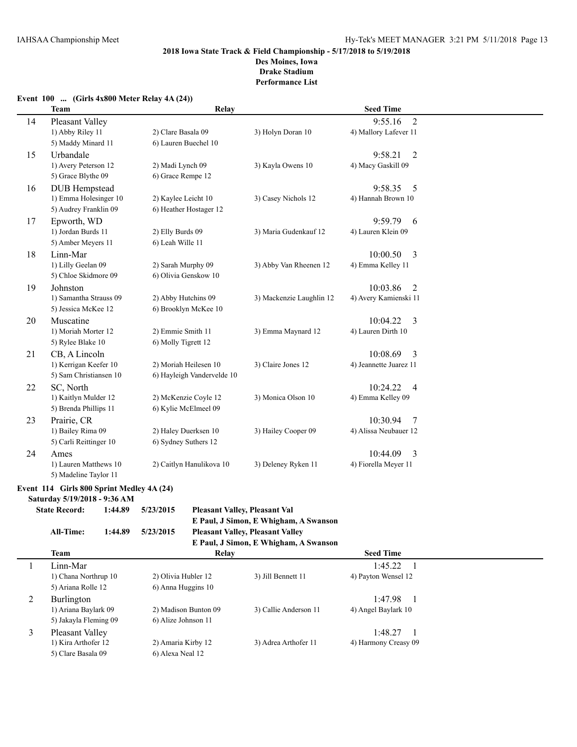**2018 Iowa State Track & Field Championship - 5/17/2018 to 5/19/2018**
**Des Moines, Iowa**
**Drake Stadium**
**Performance List**

### Event 100 ... (Girls 4x800 Meter Relay 4A (24))

| | Team | Relay | | Seed Time |
|---|---|---|---|---|
| 14 | Pleasant Valley | | | 9:55.16 2 |
| | 1) Abby Riley 11 | 2) Clare Basala 09 | 3) Holyn Doran 10 | 4) Mallory Lafever 11 |
| | 5) Maddy Minard 11 | 6) Lauren Buechel 10 | | |
| 15 | Urbandale | | | 9:58.21 2 |
| | 1) Avery Peterson 12 | 2) Madi Lynch 09 | 3) Kayla Owens 10 | 4) Macy Gaskill 09 |
| | 5) Grace Blythe 09 | 6) Grace Rempe 12 | | |
| 16 | DUB Hempstead | | | 9:58.35 5 |
| | 1) Emma Holesinger 10 | 2) Kaylee Leicht 10 | 3) Casey Nichols 12 | 4) Hannah Brown 10 |
| | 5) Audrey Franklin 09 | 6) Heather Hostager 12 | | |
| 17 | Epworth, WD | | | 9:59.79 6 |
| | 1) Jordan Burds 11 | 2) Elly Burds 09 | 3) Maria Gudenkauf 12 | 4) Lauren Klein 09 |
| | 5) Amber Meyers 11 | 6) Leah Wille 11 | | |
| 18 | Linn-Mar | | | 10:00.50 3 |
| | 1) Lilly Geelan 09 | 2) Sarah Murphy 09 | 3) Abby Van Rheenen 12 | 4) Emma Kelley 11 |
| | 5) Chloe Skidmore 09 | 6) Olivia Genskow 10 | | |
| 19 | Johnston | | | 10:03.86 2 |
| | 1) Samantha Strauss 09 | 2) Abby Hutchins 09 | 3) Mackenzie Laughlin 12 | 4) Avery Kamienski 11 |
| | 5) Jessica McKee 12 | 6) Brooklyn McKee 10 | | |
| 20 | Muscatine | | | 10:04.22 3 |
| | 1) Moriah Morter 12 | 2) Emmie Smith 11 | 3) Emma Maynard 12 | 4) Lauren Dirth 10 |
| | 5) Rylee Blake 10 | 6) Molly Tigrett 12 | | |
| 21 | CB, A Lincoln | | | 10:08.69 3 |
| | 1) Kerrigan Keefer 10 | 2) Moriah Heilesen 10 | 3) Claire Jones 12 | 4) Jeannette Juarez 11 |
| | 5) Sam Christiansen 10 | 6) Hayleigh Vandervelde 10 | | |
| 22 | SC, North | | | 10:24.22 4 |
| | 1) Kaitlyn Mulder 12 | 2) McKenzie Coyle 12 | 3) Monica Olson 10 | 4) Emma Kelley 09 |
| | 5) Brenda Phillips 11 | 6) Kylie McElmeel 09 | | |
| 23 | Prairie, CR | | | 10:30.94 7 |
| | 1) Bailey Rima 09 | 2) Haley Duerksen 10 | 3) Hailey Cooper 09 | 4) Alissa Neubauer 12 |
| | 5) Carli Reittinger 10 | 6) Sydney Suthers 12 | | |
| 24 | Ames | | | 10:44.09 3 |
| | 1) Lauren Matthews 10 | 2) Caitlyn Hanulikova 10 | 3) Deleney Ryken 11 | 4) Fiorella Meyer 11 |
| | 5) Madeline Taylor 11 | | | |

### Event 114 Girls 800 Sprint Medley 4A (24)

**Saturday 5/19/2018 - 9:36 AM**

**State Record:** 1:44.89 5/23/2015 **Pleasant Valley, Pleasant Val**
**E Paul, J Simon, E Whigham, A Swanson**

**All-Time:** 1:44.89 5/23/2015 **Pleasant Valley, Pleasant Valley**
**E Paul, J Simon, E Whigham, A Swanson**

| | Team | Relay | | Seed Time |
|---|---|---|---|---|
| 1 | Linn-Mar | | | 1:45.22 1 |
| | 1) Chana Northrup 10 | 2) Olivia Hubler 12 | 3) Jill Bennett 11 | 4) Payton Wensel 12 |
| | 5) Ariana Rolle 12 | 6) Anna Huggins 10 | | |
| 2 | Burlington | | | 1:47.98 1 |
| | 1) Ariana Baylark 09 | 2) Madison Bunton 09 | 3) Callie Anderson 11 | 4) Angel Baylark 10 |
| | 5) Jakayla Fleming 09 | 6) Alize Johnson 11 | | |
| 3 | Pleasant Valley | | | 1:48.27 1 |
| | 1) Kira Arthofer 12 | 2) Amaria Kirby 12 | 3) Adrea Arthofer 11 | 4) Harmony Creasy 09 |
| | 5) Clare Basala 09 | 6) Alexa Neal 12 | | |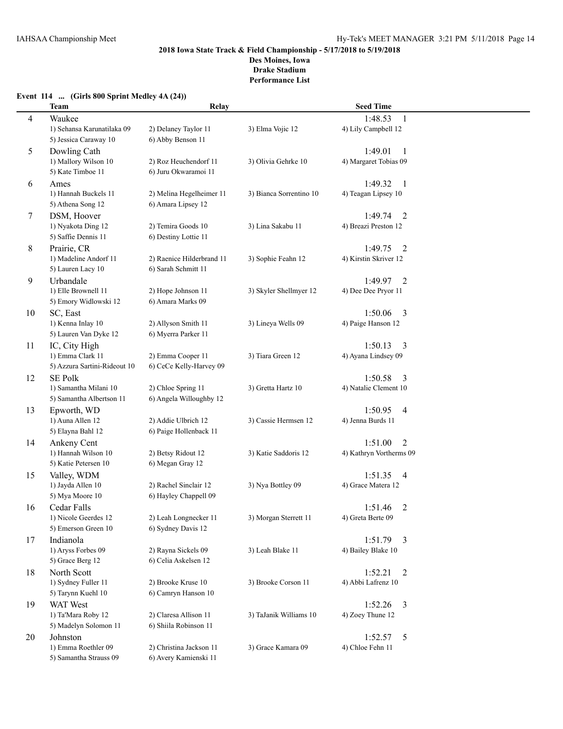**2018 Iowa State Track & Field Championship - 5/17/2018 to 5/19/2018**
**Des Moines, Iowa**
**Drake Stadium**
**Performance List**

### Event 114 ... (Girls 800 Sprint Medley 4A (24))

| | Team | Relay | | Seed Time |
|---|---|---|---|---|
| 4 | Waukee | | | 1:48.53 1 |
| | 1) Sehansa Karunatilaka 09 | 2) Delaney Taylor 11 | 3) Elma Vojic 12 | 4) Lily Campbell 12 |
| | 5) Jessica Caraway 10 | 6) Abby Benson 11 | | |
| 5 | Dowling Cath | | | 1:49.01 1 |
| | 1) Mallory Wilson 10 | 2) Roz Heuchendorf 11 | 3) Olivia Gehrke 10 | 4) Margaret Tobias 09 |
| | 5) Kate Timboe 11 | 6) Juru Okwaramoi 11 | | |
| 6 | Ames | | | 1:49.32 1 |
| | 1) Hannah Buckels 11 | 2) Melina Hegelheimer 11 | 3) Bianca Sorrentino 10 | 4) Teagan Lipsey 10 |
| | 5) Athena Song 12 | 6) Amara Lipsey 12 | | |
| 7 | DSM, Hoover | | | 1:49.74 2 |
| | 1) Nyakota Ding 12 | 2) Temira Goods 10 | 3) Lina Sakabu 11 | 4) Breazi Preston 12 |
| | 5) Saffie Dennis 11 | 6) Destiny Lottie 11 | | |
| 8 | Prairie, CR | | | 1:49.75 2 |
| | 1) Madeline Andorf 11 | 2) Raenice Hilderbrand 11 | 3) Sophie Feahn 12 | 4) Kirstin Skriver 12 |
| | 5) Lauren Lacy 10 | 6) Sarah Schmitt 11 | | |
| 9 | Urbandale | | | 1:49.97 2 |
| | 1) Elle Brownell 11 | 2) Hope Johnson 11 | 3) Skyler Shellmyer 12 | 4) Dee Dee Pryor 11 |
| | 5) Emory Widlowski 12 | 6) Amara Marks 09 | | |
| 10 | SC, East | | | 1:50.06 3 |
| | 1) Kenna Inlay 10 | 2) Allyson Smith 11 | 3) Lineya Wells 09 | 4) Paige Hanson 12 |
| | 5) Lauren Van Dyke 12 | 6) Myerra Parker 11 | | |
| 11 | IC, City High | | | 1:50.13 3 |
| | 1) Emma Clark 11 | 2) Emma Cooper 11 | 3) Tiara Green 12 | 4) Ayana Lindsey 09 |
| | 5) Azzura Sartini-Rideout 10 | 6) CeCe Kelly-Harvey 09 | | |
| 12 | SE Polk | | | 1:50.58 3 |
| | 1) Samantha Milani 10 | 2) Chloe Spring 11 | 3) Gretta Hartz 10 | 4) Natalie Clement 10 |
| | 5) Samantha Albertson 11 | 6) Angela Willoughby 12 | | |
| 13 | Epworth, WD | | | 1:50.95 4 |
| | 1) Auna Allen 12 | 2) Addie Ulbrich 12 | 3) Cassie Hermsen 12 | 4) Jenna Burds 11 |
| | 5) Elayna Bahl 12 | 6) Paige Hollenback 11 | | |
| 14 | Ankeny Cent | | | 1:51.00 2 |
| | 1) Hannah Wilson 10 | 2) Betsy Ridout 12 | 3) Katie Saddoris 12 | 4) Kathryn Vortherms 09 |
| | 5) Katie Petersen 10 | 6) Megan Gray 12 | | |
| 15 | Valley, WDM | | | 1:51.35 4 |
| | 1) Jayda Allen 10 | 2) Rachel Sinclair 12 | 3) Nya Bottley 09 | 4) Grace Matera 12 |
| | 5) Mya Moore 10 | 6) Hayley Chappell 09 | | |
| 16 | Cedar Falls | | | 1:51.46 2 |
| | 1) Nicole Geerdes 12 | 2) Leah Longnecker 11 | 3) Morgan Sterrett 11 | 4) Greta Berte 09 |
| | 5) Emerson Green 10 | 6) Sydney Davis 12 | | |
| 17 | Indianola | | | 1:51.79 3 |
| | 1) Aryss Forbes 09 | 2) Rayna Sickels 09 | 3) Leah Blake 11 | 4) Bailey Blake 10 |
| | 5) Grace Berg 12 | 6) Celia Askelsen 12 | | |
| 18 | North Scott | | | 1:52.21 2 |
| | 1) Sydney Fuller 11 | 2) Brooke Kruse 10 | 3) Brooke Corson 11 | 4) Abbi Lafrenz 10 |
| | 5) Tarynn Kuehl 10 | 6) Camryn Hanson 10 | | |
| 19 | WAT West | | | 1:52.26 3 |
| | 1) Ta'Mara Roby 12 | 2) Claresa Allison 11 | 3) TaJanik Williams 10 | 4) Zoey Thune 12 |
| | 5) Madelyn Solomon 11 | 6) Shiila Robinson 11 | | |
| 20 | Johnston | | | 1:52.57 5 |
| | 1) Emma Roethler 09 | 2) Christina Jackson 11 | 3) Grace Kamara 09 | 4) Chloe Fehn 11 |
| | 5) Samantha Strauss 09 | 6) Avery Kamienski 11 | | |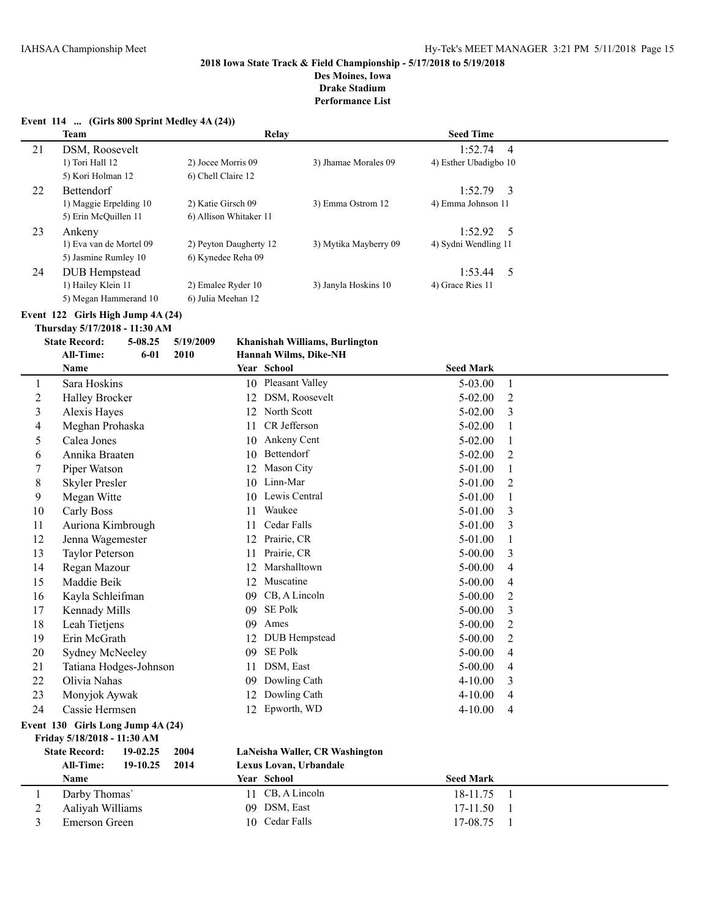**2018 Iowa State Track & Field Championship - 5/17/2018 to 5/19/2018**
**Des Moines, Iowa**
**Drake Stadium**
**Performance List**

**Event 114 ... (Girls 800 Sprint Medley 4A (24))**

| | Team | Relay | | Seed Time |
|---|---|---|---|---|
| 21 | DSM, Roosevelt | | | 1:52.74 4 |
| | 1) Tori Hall 12 | 2) Jocee Morris 09 | 3) Jhamae Morales 09 | 4) Esther Ubadigbo 10 |
| | 5) Kori Holman 12 | 6) Chell Claire 12 | | |
| 22 | Bettendorf | | | 1:52.79 3 |
| | 1) Maggie Erpelding 10 | 2) Katie Girsch 09 | 3) Emma Ostrom 12 | 4) Emma Johnson 11 |
| | 5) Erin McQuillen 11 | 6) Allison Whitaker 11 | | |
| 23 | Ankeny | | | 1:52.92 5 |
| | 1) Eva van de Mortel 09 | 2) Peyton Daugherty 12 | 3) Mytika Mayberry 09 | 4) Sydni Wendling 11 |
| | 5) Jasmine Rumley 10 | 6) Kynedee Reha 09 | | |
| 24 | DUB Hempstead | | | 1:53.44 5 |
| | 1) Hailey Klein 11 | 2) Emalee Ryder 10 | 3) Janyla Hoskins 10 | 4) Grace Ries 11 |
| | 5) Megan Hammerand 10 | 6) Julia Meehan 12 | | |

**Event 122 Girls High Jump 4A (24)**

**Thursday 5/17/2018 - 11:30 AM**

**State Record: 5-08.25 5/19/2009 Khanishah Williams, Burlington**
**All-Time: 6-01 2010 Hannah Wilms, Dike-NH**

| | Name | Year | School | Seed Mark | |
|---|---|---|---|---|---|
| 1 | Sara Hoskins | 10 | Pleasant Valley | 5-03.00 | 1 |
| 2 | Halley Brocker | 12 | DSM, Roosevelt | 5-02.00 | 2 |
| 3 | Alexis Hayes | 12 | North Scott | 5-02.00 | 3 |
| 4 | Meghan Prohaska | 11 | CR Jefferson | 5-02.00 | 1 |
| 5 | Calea Jones | 10 | Ankeny Cent | 5-02.00 | 1 |
| 6 | Annika Braaten | 10 | Bettendorf | 5-02.00 | 2 |
| 7 | Piper Watson | 12 | Mason City | 5-01.00 | 1 |
| 8 | Skyler Presler | 10 | Linn-Mar | 5-01.00 | 2 |
| 9 | Megan Witte | 10 | Lewis Central | 5-01.00 | 1 |
| 10 | Carly Boss | 11 | Waukee | 5-01.00 | 3 |
| 11 | Auriona Kimbrough | 11 | Cedar Falls | 5-01.00 | 3 |
| 12 | Jenna Wagemester | 12 | Prairie, CR | 5-01.00 | 1 |
| 13 | Taylor Peterson | 11 | Prairie, CR | 5-00.00 | 3 |
| 14 | Regan Mazour | 12 | Marshalltown | 5-00.00 | 4 |
| 15 | Maddie Beik | 12 | Muscatine | 5-00.00 | 4 |
| 16 | Kayla Schleifman | 09 | CB, A Lincoln | 5-00.00 | 2 |
| 17 | Kennady Mills | 09 | SE Polk | 5-00.00 | 3 |
| 18 | Leah Tietjens | 09 | Ames | 5-00.00 | 2 |
| 19 | Erin McGrath | 12 | DUB Hempstead | 5-00.00 | 2 |
| 20 | Sydney McNeeley | 09 | SE Polk | 5-00.00 | 4 |
| 21 | Tatiana Hodges-Johnson | 11 | DSM, East | 5-00.00 | 4 |
| 22 | Olivia Nahas | 09 | Dowling Cath | 4-10.00 | 3 |
| 23 | Monyjok Aywak | 12 | Dowling Cath | 4-10.00 | 4 |
| 24 | Cassie Hermsen | 12 | Epworth, WD | 4-10.00 | 4 |

**Event 130 Girls Long Jump 4A (24)**

**Friday 5/18/2018 - 11:30 AM**

**State Record: 19-02.25 2004 LaNeisha Waller, CR Washington**
**All-Time: 19-10.25 2014 Lexus Lovan, Urbandale**

| | Name | Year | School | Seed Mark | |
|---|---|---|---|---|---|
| 1 | Darby Thomas` | 11 | CB, A Lincoln | 18-11.75 | 1 |
| 2 | Aaliyah Williams | 09 | DSM, East | 17-11.50 | 1 |
| 3 | Emerson Green | 10 | Cedar Falls | 17-08.75 | 1 |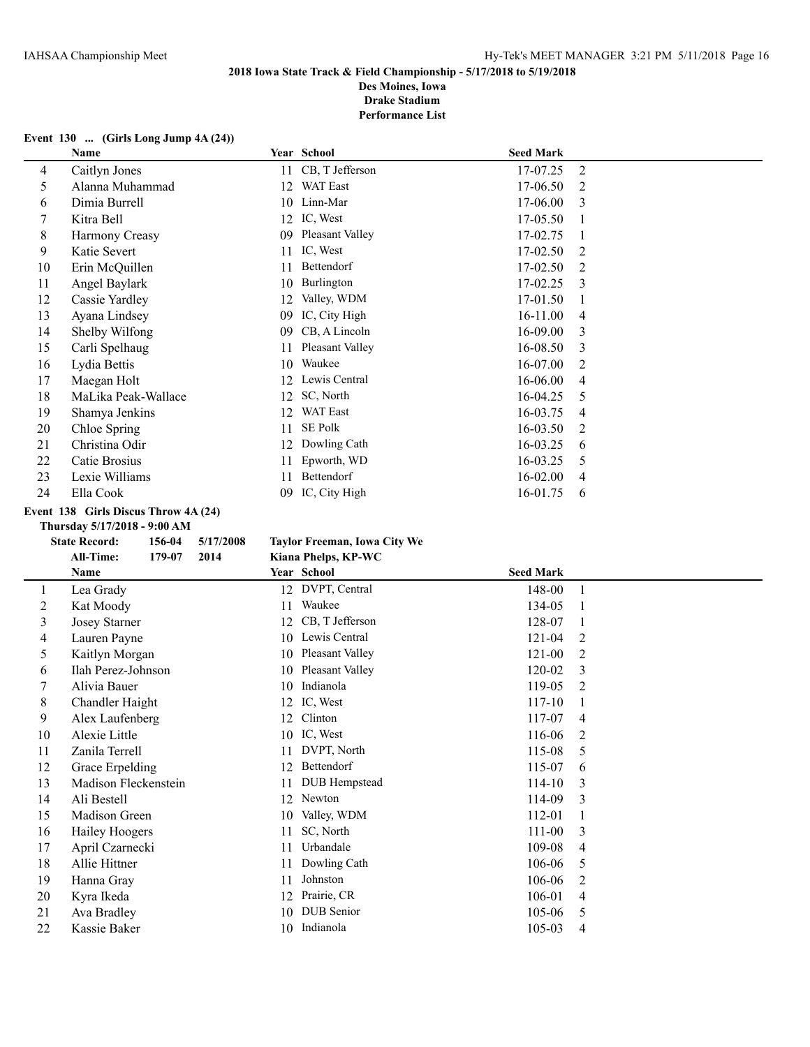**2018 Iowa State Track & Field Championship - 5/17/2018 to 5/19/2018**
**Des Moines, Iowa**
**Drake Stadium**
**Performance List**

**Event 130 ... (Girls Long Jump 4A (24))**

| | Name | Year | School | Seed Mark | |
|---|---|---|---|---|---|
| 4 | Caitlyn Jones | 11 | CB, T Jefferson | 17-07.25 | 2 |
| 5 | Alanna Muhammad | 12 | WAT East | 17-06.50 | 2 |
| 6 | Dimia Burrell | 10 | Linn-Mar | 17-06.00 | 3 |
| 7 | Kitra Bell | 12 | IC, West | 17-05.50 | 1 |
| 8 | Harmony Creasy | 09 | Pleasant Valley | 17-02.75 | 1 |
| 9 | Katie Severt | 11 | IC, West | 17-02.50 | 2 |
| 10 | Erin McQuillen | 11 | Bettendorf | 17-02.50 | 2 |
| 11 | Angel Baylark | 10 | Burlington | 17-02.25 | 3 |
| 12 | Cassie Yardley | 12 | Valley, WDM | 17-01.50 | 1 |
| 13 | Ayana Lindsey | 09 | IC, City High | 16-11.00 | 4 |
| 14 | Shelby Wilfong | 09 | CB, A Lincoln | 16-09.00 | 3 |
| 15 | Carli Spelhaug | 11 | Pleasant Valley | 16-08.50 | 3 |
| 16 | Lydia Bettis | 10 | Waukee | 16-07.00 | 2 |
| 17 | Maegan Holt | 12 | Lewis Central | 16-06.00 | 4 |
| 18 | MaLika Peak-Wallace | 12 | SC, North | 16-04.25 | 5 |
| 19 | Shamya Jenkins | 12 | WAT East | 16-03.75 | 4 |
| 20 | Chloe Spring | 11 | SE Polk | 16-03.50 | 2 |
| 21 | Christina Odir | 12 | Dowling Cath | 16-03.25 | 6 |
| 22 | Catie Brosius | 11 | Epworth, WD | 16-03.25 | 5 |
| 23 | Lexie Williams | 11 | Bettendorf | 16-02.00 | 4 |
| 24 | Ella Cook | 09 | IC, City High | 16-01.75 | 6 |

**Event 138 Girls Discus Throw 4A (24)**

**Thursday 5/17/2018 - 9:00 AM**

**State Record:** 156-04 5/17/2008 **Taylor Freeman, Iowa City We**

**All-Time:** 179-07 2014 **Kiana Phelps, KP-WC**

| | Name | Year | School | Seed Mark | |
|---|---|---|---|---|---|
| 1 | Lea Grady | 12 | DVPT, Central | 148-00 | 1 |
| 2 | Kat Moody | 11 | Waukee | 134-05 | 1 |
| 3 | Josey Starner | 12 | CB, T Jefferson | 128-07 | 1 |
| 4 | Lauren Payne | 10 | Lewis Central | 121-04 | 2 |
| 5 | Kaitlyn Morgan | 10 | Pleasant Valley | 121-00 | 2 |
| 6 | Ilah Perez-Johnson | 10 | Pleasant Valley | 120-02 | 3 |
| 7 | Alivia Bauer | 10 | Indianola | 119-05 | 2 |
| 8 | Chandler Haight | 12 | IC, West | 117-10 | 1 |
| 9 | Alex Laufenberg | 12 | Clinton | 117-07 | 4 |
| 10 | Alexie Little | 10 | IC, West | 116-06 | 2 |
| 11 | Zanila Terrell | 11 | DVPT, North | 115-08 | 5 |
| 12 | Grace Erpelding | 12 | Bettendorf | 115-07 | 6 |
| 13 | Madison Fleckenstein | 11 | DUB Hempstead | 114-10 | 3 |
| 14 | Ali Bestell | 12 | Newton | 114-09 | 3 |
| 15 | Madison Green | 10 | Valley, WDM | 112-01 | 1 |
| 16 | Hailey Hoogers | 11 | SC, North | 111-00 | 3 |
| 17 | April Czarnecki | 11 | Urbandale | 109-08 | 4 |
| 18 | Allie Hittner | 11 | Dowling Cath | 106-06 | 5 |
| 19 | Hanna Gray | 11 | Johnston | 106-06 | 2 |
| 20 | Kyra Ikeda | 12 | Prairie, CR | 106-01 | 4 |
| 21 | Ava Bradley | 10 | DUB Senior | 105-06 | 5 |
| 22 | Kassie Baker | 10 | Indianola | 105-03 | 4 |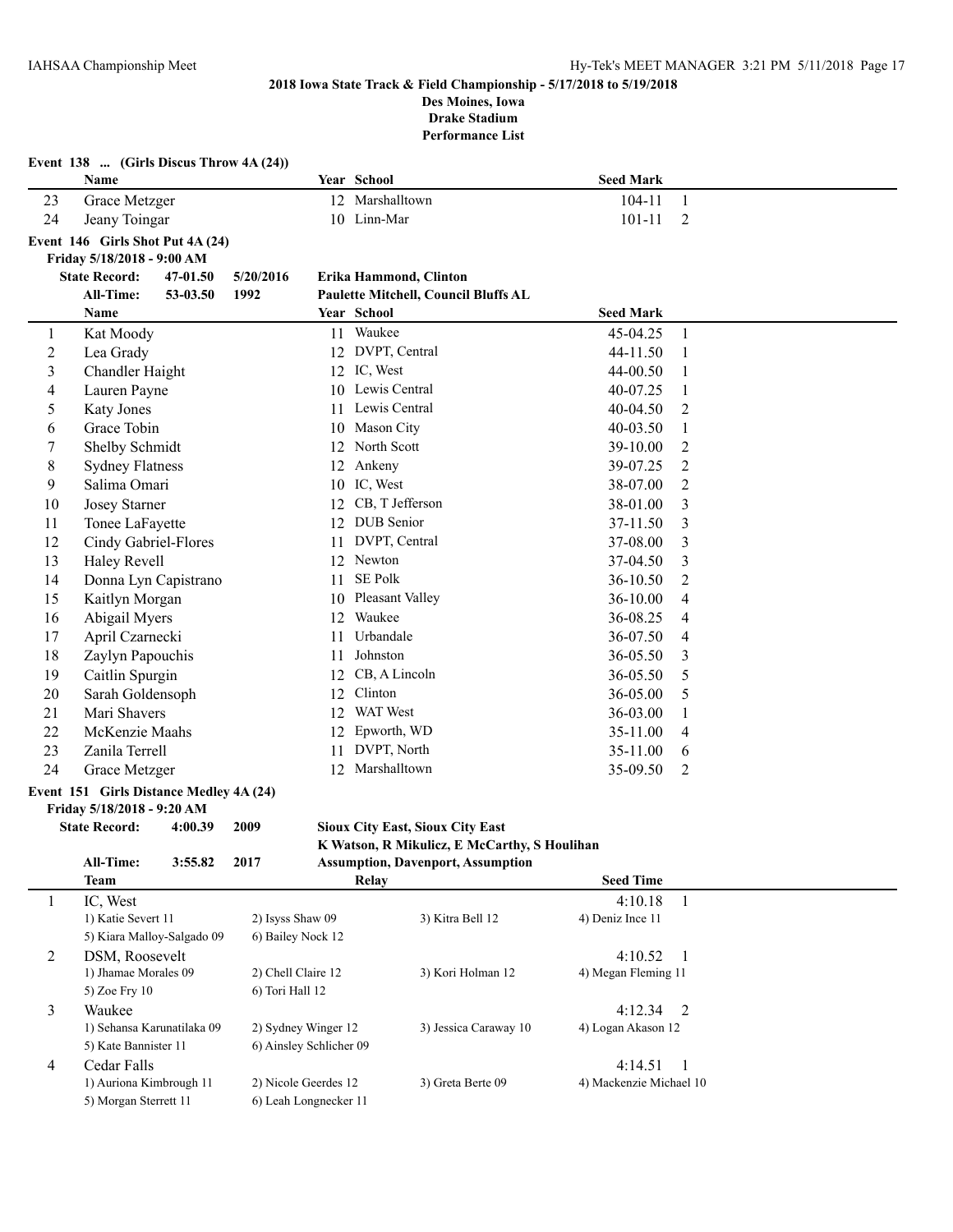**2018 Iowa State Track & Field Championship - 5/17/2018 to 5/19/2018**

**Des Moines, Iowa**

**Drake Stadium**

**Performance List**

**Event 138 ... (Girls Discus Throw 4A (24))**

| | Name | Year | School | Seed Mark | |
|---|---|---|---|---|---|
| 23 | Grace Metzger | 12 | Marshalltown | 104-11 | 1 |
| 24 | Jeany Toingar | 10 | Linn-Mar | 101-11 | 2 |

**Event 146 Girls Shot Put 4A (24)**

**Friday 5/18/2018 - 9:00 AM**

**State Record: 47-01.50 5/20/2016 Erika Hammond, Clinton**

**All-Time: 53-03.50 1992 Paulette Mitchell, Council Bluffs AL**

| | Name | Year | School | Seed Mark | |
|---|---|---|---|---|---|
| 1 | Kat Moody | 11 | Waukee | 45-04.25 | 1 |
| 2 | Lea Grady | 12 | DVPT, Central | 44-11.50 | 1 |
| 3 | Chandler Haight | 12 | IC, West | 44-00.50 | 1 |
| 4 | Lauren Payne | 10 | Lewis Central | 40-07.25 | 1 |
| 5 | Katy Jones | 11 | Lewis Central | 40-04.50 | 2 |
| 6 | Grace Tobin | 10 | Mason City | 40-03.50 | 1 |
| 7 | Shelby Schmidt | 12 | North Scott | 39-10.00 | 2 |
| 8 | Sydney Flatness | 12 | Ankeny | 39-07.25 | 2 |
| 9 | Salima Omari | 10 | IC, West | 38-07.00 | 2 |
| 10 | Josey Starner | 12 | CB, T Jefferson | 38-01.00 | 3 |
| 11 | Tonee LaFayette | 12 | DUB Senior | 37-11.50 | 3 |
| 12 | Cindy Gabriel-Flores | 11 | DVPT, Central | 37-08.00 | 3 |
| 13 | Haley Revell | 12 | Newton | 37-04.50 | 3 |
| 14 | Donna Lyn Capistrano | 11 | SE Polk | 36-10.50 | 2 |
| 15 | Kaitlyn Morgan | 10 | Pleasant Valley | 36-10.00 | 4 |
| 16 | Abigail Myers | 12 | Waukee | 36-08.25 | 4 |
| 17 | April Czarnecki | 11 | Urbandale | 36-07.50 | 4 |
| 18 | Zaylyn Papouchis | 11 | Johnston | 36-05.50 | 3 |
| 19 | Caitlin Spurgin | 12 | CB, A Lincoln | 36-05.50 | 5 |
| 20 | Sarah Goldensoph | 12 | Clinton | 36-05.00 | 5 |
| 21 | Mari Shavers | 12 | WAT West | 36-03.00 | 1 |
| 22 | McKenzie Maahs | 12 | Epworth, WD | 35-11.00 | 4 |
| 23 | Zanila Terrell | 11 | DVPT, North | 35-11.00 | 6 |
| 24 | Grace Metzger | 12 | Marshalltown | 35-09.50 | 2 |

**Event 151 Girls Distance Medley 4A (24)**

**Friday 5/18/2018 - 9:20 AM**

**State Record: 4:00.39 2009 Sioux City East, Sioux City East**

**K Watson, R Mikulicz, E McCarthy, S Houlihan**

**All-Time: 3:55.82 2017 Assumption, Davenport, Assumption**

| | Team | Relay | | Seed Time | |
|---|---|---|---|---|---|
| 1 | IC, West | | | 4:10.18 | 1 |
| | 1) Katie Severt 11 | 2) Isyss Shaw 09 | 3) Kitra Bell 12 | 4) Deniz Ince 11 | |
| | 5) Kiara Malloy-Salgado 09 | 6) Bailey Nock 12 | | | |
| 2 | DSM, Roosevelt | | | 4:10.52 | 1 |
| | 1) Jhamae Morales 09 | 2) Chell Claire 12 | 3) Kori Holman 12 | 4) Megan Fleming 11 | |
| | 5) Zoe Fry 10 | 6) Tori Hall 12 | | | |
| 3 | Waukee | | | 4:12.34 | 2 |
| | 1) Sehansa Karunatilaka 09 | 2) Sydney Winger 12 | 3) Jessica Caraway 10 | 4) Logan Akason 12 | |
| | 5) Kate Bannister 11 | 6) Ainsley Schlicher 09 | | | |
| 4 | Cedar Falls | | | 4:14.51 | 1 |
| | 1) Auriona Kimbrough 11 | 2) Nicole Geerdes 12 | 3) Greta Berte 09 | 4) Mackenzie Michael 10 | |
| | 5) Morgan Sterrett 11 | 6) Leah Longnecker 11 | | | |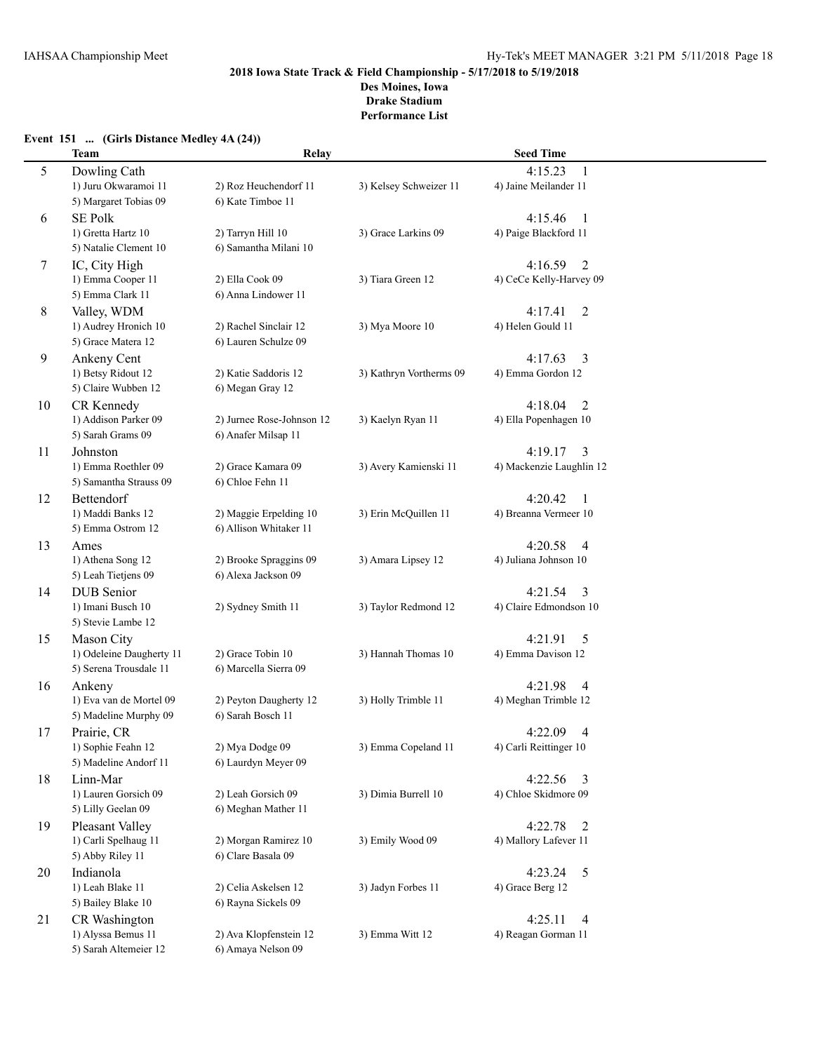**2018 Iowa State Track & Field Championship - 5/17/2018 to 5/19/2018**
**Des Moines, Iowa**
**Drake Stadium**
**Performance List**

### Event 151 ... (Girls Distance Medley 4A (24))

| | Team | Relay | | Seed Time |
|---|---|---|---|---|
| 5 | Dowling Cath | | | 4:15.23 1 |
| | 1) Juru Okwaramoi 11 | 2) Roz Heuchendorf 11 | 3) Kelsey Schweizer 11 | 4) Jaine Meilander 11 |
| | 5) Margaret Tobias 09 | 6) Kate Timboe 11 | | |
| 6 | SE Polk | | | 4:15.46 1 |
| | 1) Gretta Hartz 10 | 2) Tarryn Hill 10 | 3) Grace Larkins 09 | 4) Paige Blackford 11 |
| | 5) Natalie Clement 10 | 6) Samantha Milani 10 | | |
| 7 | IC, City High | | | 4:16.59 2 |
| | 1) Emma Cooper 11 | 2) Ella Cook 09 | 3) Tiara Green 12 | 4) CeCe Kelly-Harvey 09 |
| | 5) Emma Clark 11 | 6) Anna Lindower 11 | | |
| 8 | Valley, WDM | | | 4:17.41 2 |
| | 1) Audrey Hronich 10 | 2) Rachel Sinclair 12 | 3) Mya Moore 10 | 4) Helen Gould 11 |
| | 5) Grace Matera 12 | 6) Lauren Schulze 09 | | |
| 9 | Ankeny Cent | | | 4:17.63 3 |
| | 1) Betsy Ridout 12 | 2) Katie Saddoris 12 | 3) Kathryn Vortherms 09 | 4) Emma Gordon 12 |
| | 5) Claire Wubben 12 | 6) Megan Gray 12 | | |
| 10 | CR Kennedy | | | 4:18.04 2 |
| | 1) Addison Parker 09 | 2) Jurnee Rose-Johnson 12 | 3) Kaelyn Ryan 11 | 4) Ella Popenhagen 10 |
| | 5) Sarah Grams 09 | 6) Anafer Milsap 11 | | |
| 11 | Johnston | | | 4:19.17 3 |
| | 1) Emma Roethler 09 | 2) Grace Kamara 09 | 3) Avery Kamienski 11 | 4) Mackenzie Laughlin 12 |
| | 5) Samantha Strauss 09 | 6) Chloe Fehn 11 | | |
| 12 | Bettendorf | | | 4:20.42 1 |
| | 1) Maddi Banks 12 | 2) Maggie Erpelding 10 | 3) Erin McQuillen 11 | 4) Breanna Vermeer 10 |
| | 5) Emma Ostrom 12 | 6) Allison Whitaker 11 | | |
| 13 | Ames | | | 4:20.58 4 |
| | 1) Athena Song 12 | 2) Brooke Spraggins 09 | 3) Amara Lipsey 12 | 4) Juliana Johnson 10 |
| | 5) Leah Tietjens 09 | 6) Alexa Jackson 09 | | |
| 14 | DUB Senior | | | 4:21.54 3 |
| | 1) Imani Busch 10 | 2) Sydney Smith 11 | 3) Taylor Redmond 12 | 4) Claire Edmondson 10 |
| | 5) Stevie Lambe 12 | | | |
| 15 | Mason City | | | 4:21.91 5 |
| | 1) Odeleine Daugherty 11 | 2) Grace Tobin 10 | 3) Hannah Thomas 10 | 4) Emma Davison 12 |
| | 5) Serena Trousdale 11 | 6) Marcella Sierra 09 | | |
| 16 | Ankeny | | | 4:21.98 4 |
| | 1) Eva van de Mortel 09 | 2) Peyton Daugherty 12 | 3) Holly Trimble 11 | 4) Meghan Trimble 12 |
| | 5) Madeline Murphy 09 | 6) Sarah Bosch 11 | | |
| 17 | Prairie, CR | | | 4:22.09 4 |
| | 1) Sophie Feahn 12 | 2) Mya Dodge 09 | 3) Emma Copeland 11 | 4) Carli Reittinger 10 |
| | 5) Madeline Andorf 11 | 6) Laurdyn Meyer 09 | | |
| 18 | Linn-Mar | | | 4:22.56 3 |
| | 1) Lauren Gorsich 09 | 2) Leah Gorsich 09 | 3) Dimia Burrell 10 | 4) Chloe Skidmore 09 |
| | 5) Lilly Geelan 09 | 6) Meghan Mather 11 | | |
| 19 | Pleasant Valley | | | 4:22.78 2 |
| | 1) Carli Spelhaug 11 | 2) Morgan Ramirez 10 | 3) Emily Wood 09 | 4) Mallory Lafever 11 |
| | 5) Abby Riley 11 | 6) Clare Basala 09 | | |
| 20 | Indianola | | | 4:23.24 5 |
| | 1) Leah Blake 11 | 2) Celia Askelsen 12 | 3) Jadyn Forbes 11 | 4) Grace Berg 12 |
| | 5) Bailey Blake 10 | 6) Rayna Sickels 09 | | |
| 21 | CR Washington | | | 4:25.11 4 |
| | 1) Alyssa Bemus 11 | 2) Ava Klopfenstein 12 | 3) Emma Witt 12 | 4) Reagan Gorman 11 |
| | 5) Sarah Altemeier 12 | 6) Amaya Nelson 09 | | |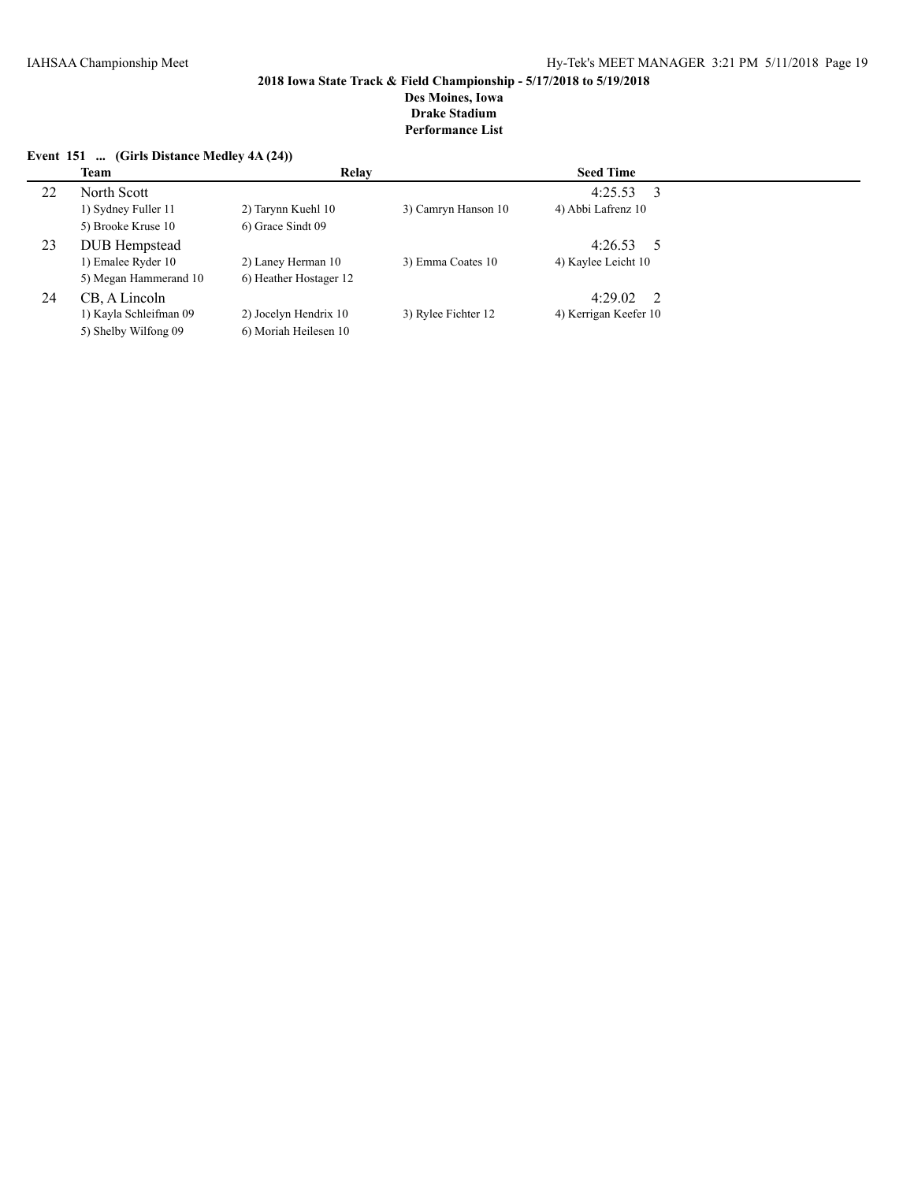**2018 Iowa State Track & Field Championship - 5/17/2018 to 5/19/2018**

**Des Moines, Iowa**

**Drake Stadium**

**Performance List**

**Event 151 ... (Girls Distance Medley 4A (24))**

| | Team | Relay | | Seed Time |
|---|---|---|---|---|
| 22 | North Scott | | | 4:25.53 3 |
| | 1) Sydney Fuller 11 | 2) Tarynn Kuehl 10 | 3) Camryn Hanson 10 | 4) Abbi Lafrenz 10 |
| | 5) Brooke Kruse 10 | 6) Grace Sindt 09 | | |
| 23 | DUB Hempstead | | | 4:26.53 5 |
| | 1) Emalee Ryder 10 | 2) Laney Herman 10 | 3) Emma Coates 10 | 4) Kaylee Leicht 10 |
| | 5) Megan Hammerand 10 | 6) Heather Hostager 12 | | |
| 24 | CB, A Lincoln | | | 4:29.02 2 |
| | 1) Kayla Schleifman 09 | 2) Jocelyn Hendrix 10 | 3) Rylee Fichter 12 | 4) Kerrigan Keefer 10 |
| | 5) Shelby Wilfong 09 | 6) Moriah Heilesen 10 | | |